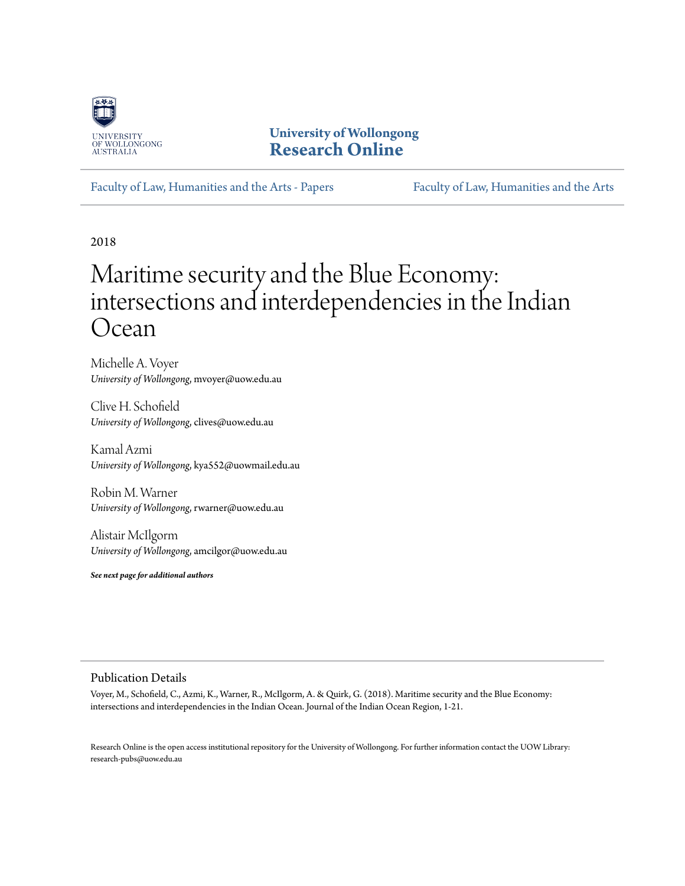UNIVERSITY OF WOLLONGONG AUSTRALIA

**University of Wollongong**
**Research Online**

Faculty of Law, Humanities and the Arts - Papers | Faculty of Law, Humanities and the Arts

2018

# Maritime security and the Blue Economy: intersections and interdependencies in the Indian Ocean

Michelle A. Voyer
*University of Wollongong*, mvoyer@uow.edu.au

Clive H. Schofield
*University of Wollongong*, clives@uow.edu.au

Kamal Azmi
*University of Wollongong*, kya552@uowmail.edu.au

Robin M. Warner
*University of Wollongong*, rwarner@uow.edu.au

Alistair McIlgorm
*University of Wollongong*, amcilgor@uow.edu.au

***See next page for additional authors***

## Publication Details

Voyer, M., Schofield, C., Azmi, K., Warner, R., McIlgorm, A. & Quirk, G. (2018). Maritime security and the Blue Economy: intersections and interdependencies in the Indian Ocean. Journal of the Indian Ocean Region, 1-21.

Research Online is the open access institutional repository for the University of Wollongong. For further information contact the UOW Library: research-pubs@uow.edu.au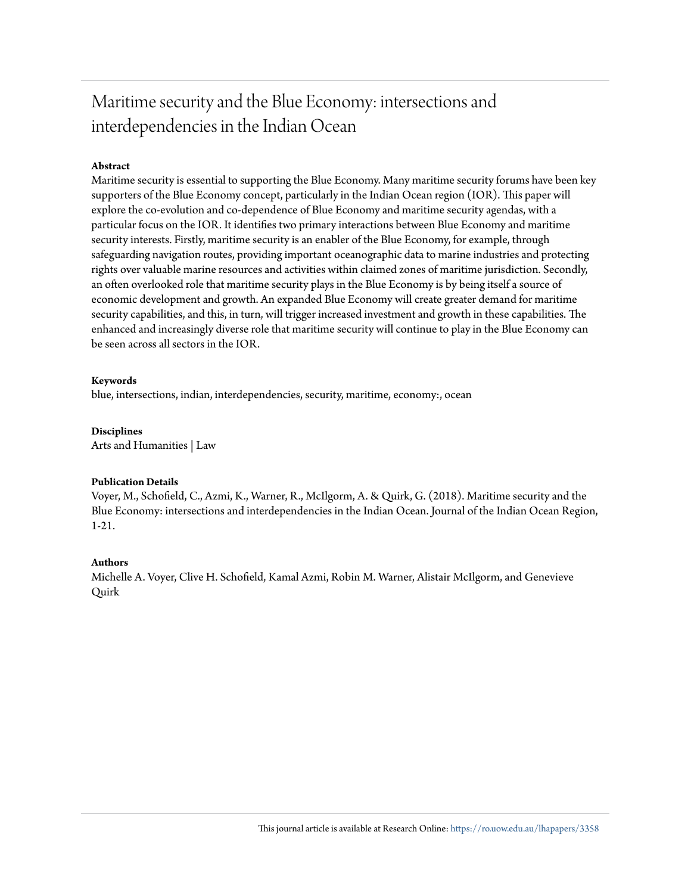# Maritime security and the Blue Economy: intersections and interdependencies in the Indian Ocean

**Abstract**

Maritime security is essential to supporting the Blue Economy. Many maritime security forums have been key supporters of the Blue Economy concept, particularly in the Indian Ocean region (IOR). This paper will explore the co-evolution and co-dependence of Blue Economy and maritime security agendas, with a particular focus on the IOR. It identifies two primary interactions between Blue Economy and maritime security interests. Firstly, maritime security is an enabler of the Blue Economy, for example, through safeguarding navigation routes, providing important oceanographic data to marine industries and protecting rights over valuable marine resources and activities within claimed zones of maritime jurisdiction. Secondly, an often overlooked role that maritime security plays in the Blue Economy is by being itself a source of economic development and growth. An expanded Blue Economy will create greater demand for maritime security capabilities, and this, in turn, will trigger increased investment and growth in these capabilities. The enhanced and increasingly diverse role that maritime security will continue to play in the Blue Economy can be seen across all sectors in the IOR.

**Keywords**

blue, intersections, indian, interdependencies, security, maritime, economy:, ocean

**Disciplines**

Arts and Humanities | Law

**Publication Details**

Voyer, M., Schofield, C., Azmi, K., Warner, R., McIlgorm, A. & Quirk, G. (2018). Maritime security and the Blue Economy: intersections and interdependencies in the Indian Ocean. Journal of the Indian Ocean Region, 1-21.

**Authors**

Michelle A. Voyer, Clive H. Schofield, Kamal Azmi, Robin M. Warner, Alistair McIlgorm, and Genevieve Quirk

This journal article is available at Research Online: https://ro.uow.edu.au/lhapapers/3358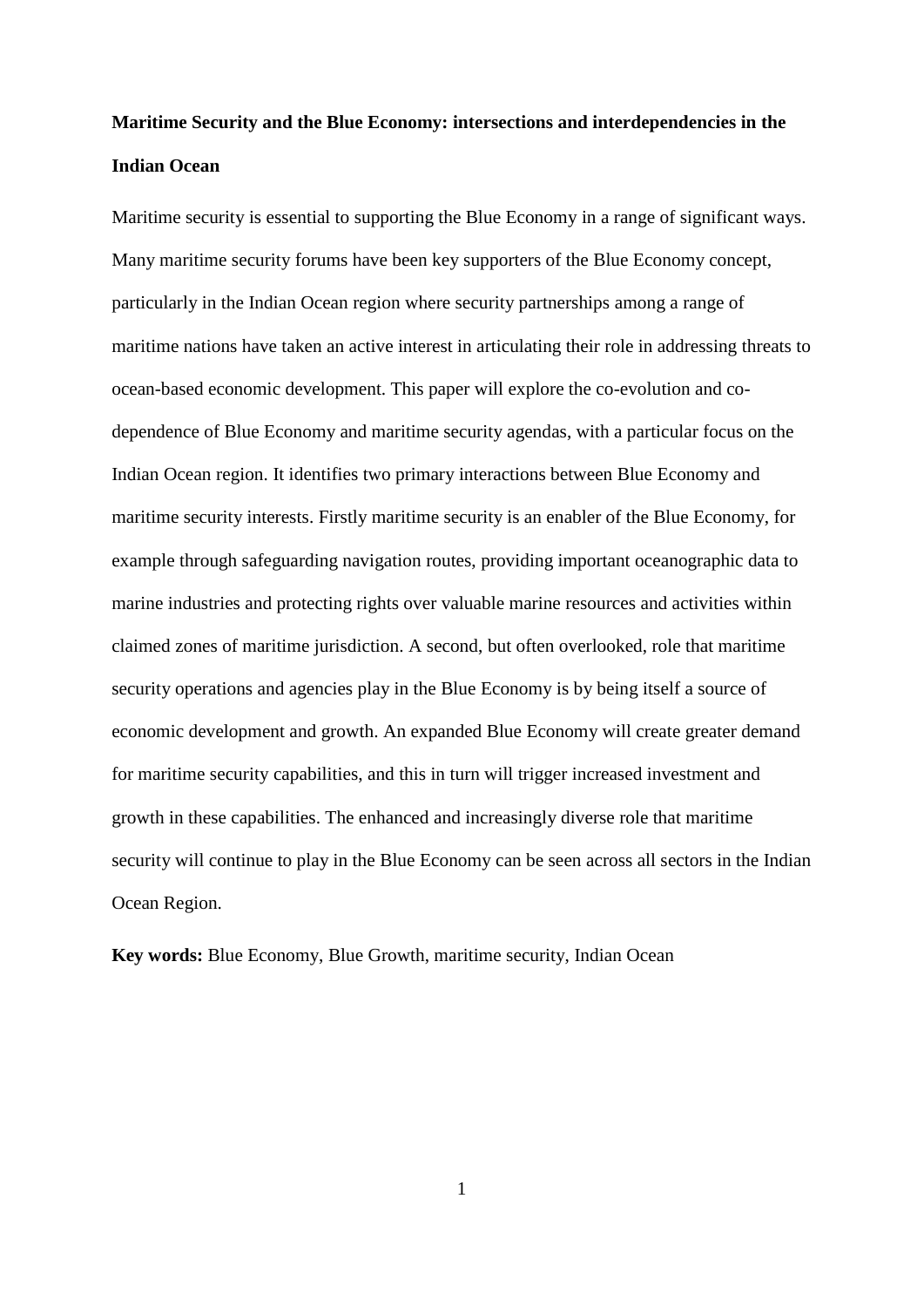**Maritime Security and the Blue Economy: intersections and interdependencies in the Indian Ocean**

Maritime security is essential to supporting the Blue Economy in a range of significant ways. Many maritime security forums have been key supporters of the Blue Economy concept, particularly in the Indian Ocean region where security partnerships among a range of maritime nations have taken an active interest in articulating their role in addressing threats to ocean-based economic development. This paper will explore the co-evolution and co-dependence of Blue Economy and maritime security agendas, with a particular focus on the Indian Ocean region. It identifies two primary interactions between Blue Economy and maritime security interests. Firstly maritime security is an enabler of the Blue Economy, for example through safeguarding navigation routes, providing important oceanographic data to marine industries and protecting rights over valuable marine resources and activities within claimed zones of maritime jurisdiction. A second, but often overlooked, role that maritime security operations and agencies play in the Blue Economy is by being itself a source of economic development and growth. An expanded Blue Economy will create greater demand for maritime security capabilities, and this in turn will trigger increased investment and growth in these capabilities. The enhanced and increasingly diverse role that maritime security will continue to play in the Blue Economy can be seen across all sectors in the Indian Ocean Region.

**Key words:** Blue Economy, Blue Growth, maritime security, Indian Ocean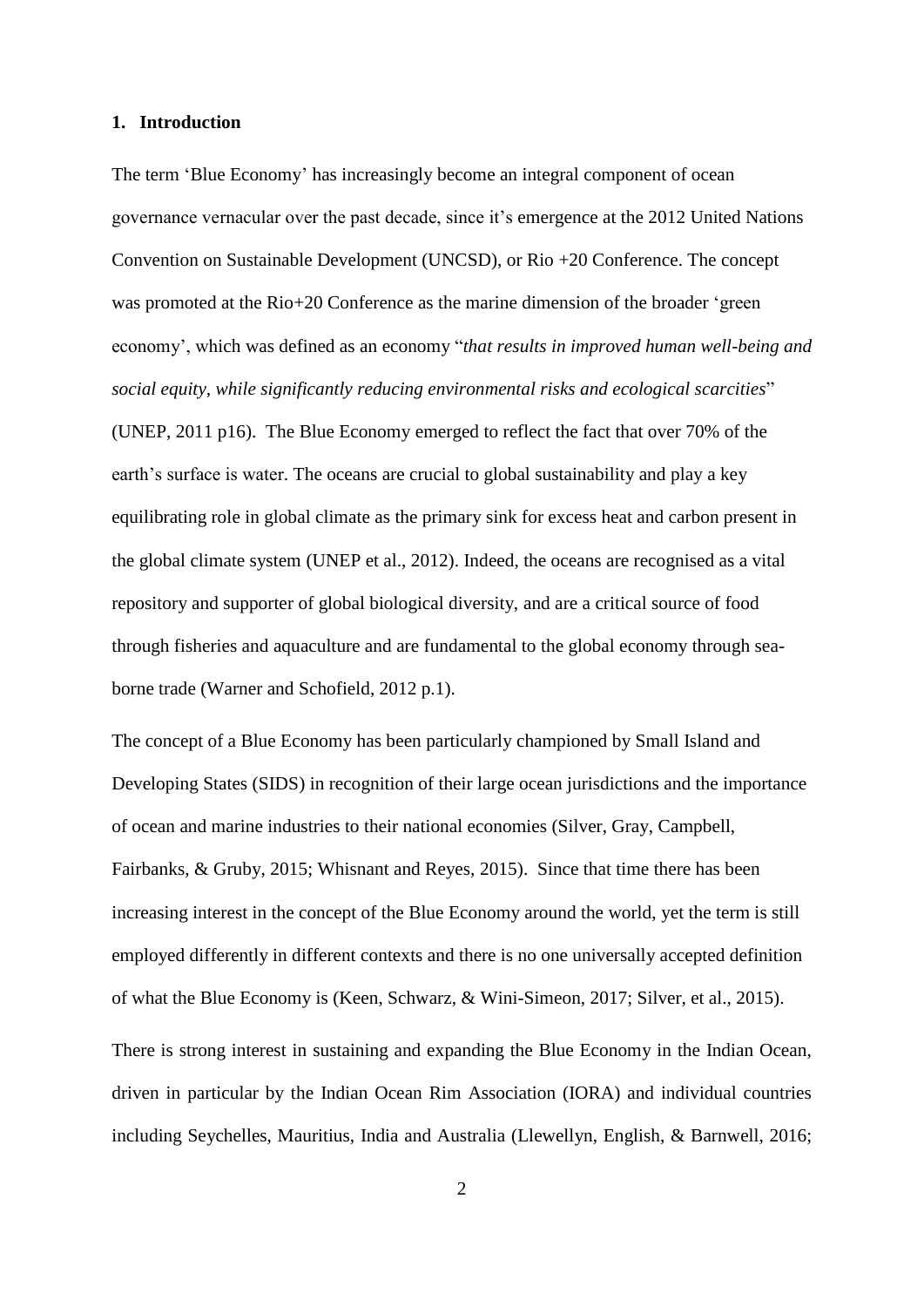## 1. Introduction

The term 'Blue Economy' has increasingly become an integral component of ocean governance vernacular over the past decade, since it's emergence at the 2012 United Nations Convention on Sustainable Development (UNCSD), or Rio +20 Conference. The concept was promoted at the Rio+20 Conference as the marine dimension of the broader 'green economy', which was defined as an economy "*that results in improved human well-being and social equity, while significantly reducing environmental risks and ecological scarcities*" (UNEP, 2011 p16). The Blue Economy emerged to reflect the fact that over 70% of the earth's surface is water. The oceans are crucial to global sustainability and play a key equilibrating role in global climate as the primary sink for excess heat and carbon present in the global climate system (UNEP et al., 2012). Indeed, the oceans are recognised as a vital repository and supporter of global biological diversity, and are a critical source of food through fisheries and aquaculture and are fundamental to the global economy through sea-borne trade (Warner and Schofield, 2012 p.1).

The concept of a Blue Economy has been particularly championed by Small Island and Developing States (SIDS) in recognition of their large ocean jurisdictions and the importance of ocean and marine industries to their national economies (Silver, Gray, Campbell, Fairbanks, & Gruby, 2015; Whisnant and Reyes, 2015). Since that time there has been increasing interest in the concept of the Blue Economy around the world, yet the term is still employed differently in different contexts and there is no one universally accepted definition of what the Blue Economy is (Keen, Schwarz, & Wini-Simeon, 2017; Silver, et al., 2015).

There is strong interest in sustaining and expanding the Blue Economy in the Indian Ocean, driven in particular by the Indian Ocean Rim Association (IORA) and individual countries including Seychelles, Mauritius, India and Australia (Llewellyn, English, & Barnwell, 2016;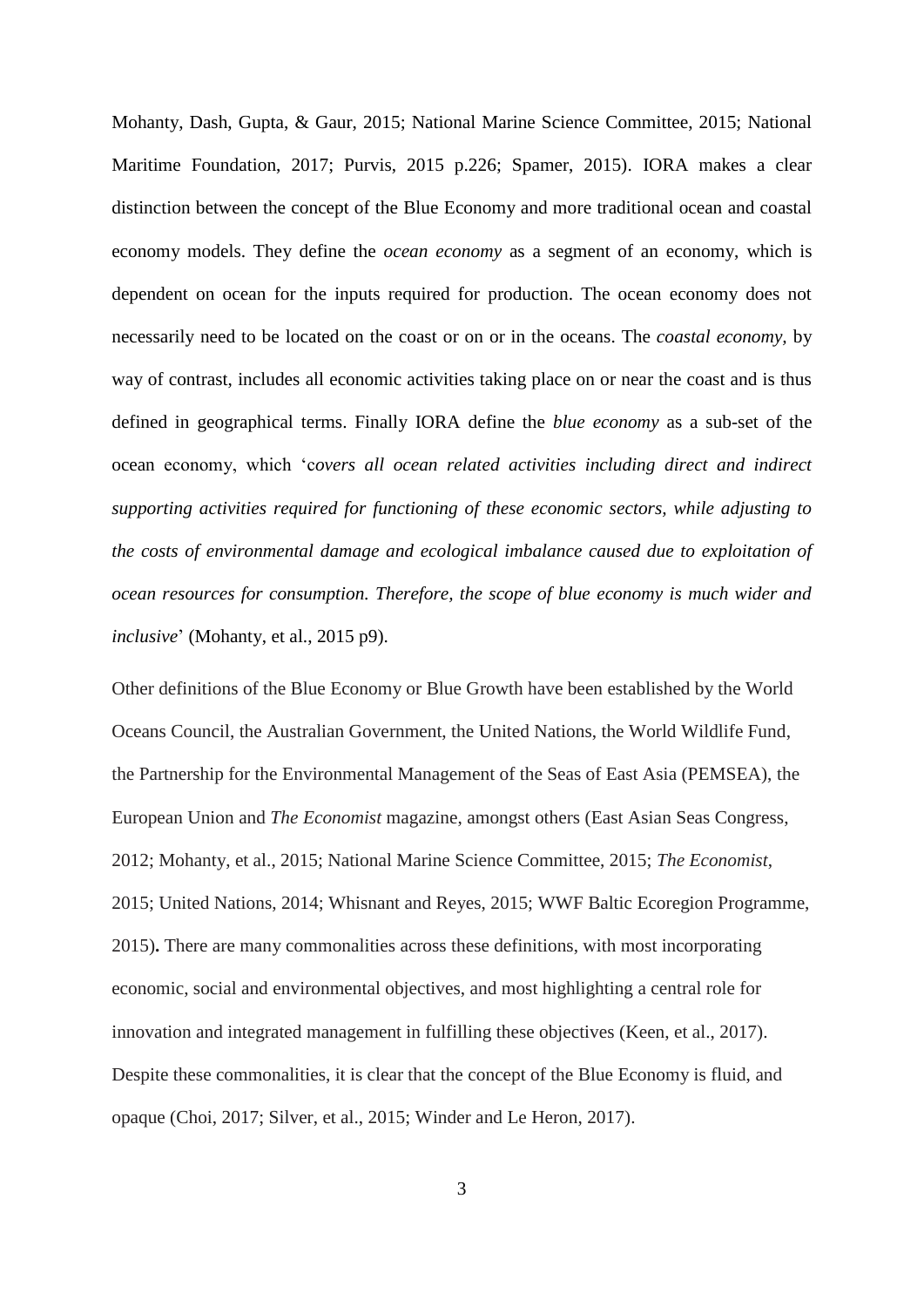Mohanty, Dash, Gupta, & Gaur, 2015; National Marine Science Committee, 2015; National Maritime Foundation, 2017; Purvis, 2015 p.226; Spamer, 2015). IORA makes a clear distinction between the concept of the Blue Economy and more traditional ocean and coastal economy models. They define the *ocean economy* as a segment of an economy, which is dependent on ocean for the inputs required for production. The ocean economy does not necessarily need to be located on the coast or on or in the oceans. The *coastal economy*, by way of contrast, includes all economic activities taking place on or near the coast and is thus defined in geographical terms. Finally IORA define the *blue economy* as a sub-set of the ocean economy, which '*covers all ocean related activities including direct and indirect supporting activities required for functioning of these economic sectors, while adjusting to the costs of environmental damage and ecological imbalance caused due to exploitation of ocean resources for consumption. Therefore, the scope of blue economy is much wider and inclusive*' (Mohanty, et al., 2015 p9).

Other definitions of the Blue Economy or Blue Growth have been established by the World Oceans Council, the Australian Government, the United Nations, the World Wildlife Fund, the Partnership for the Environmental Management of the Seas of East Asia (PEMSEA), the European Union and *The Economist* magazine, amongst others (East Asian Seas Congress, 2012; Mohanty, et al., 2015; National Marine Science Committee, 2015; *The Economist*, 2015; United Nations, 2014; Whisnant and Reyes, 2015; WWF Baltic Ecoregion Programme, 2015)**.** There are many commonalities across these definitions, with most incorporating economic, social and environmental objectives, and most highlighting a central role for innovation and integrated management in fulfilling these objectives (Keen, et al., 2017). Despite these commonalities, it is clear that the concept of the Blue Economy is fluid, and opaque (Choi, 2017; Silver, et al., 2015; Winder and Le Heron, 2017).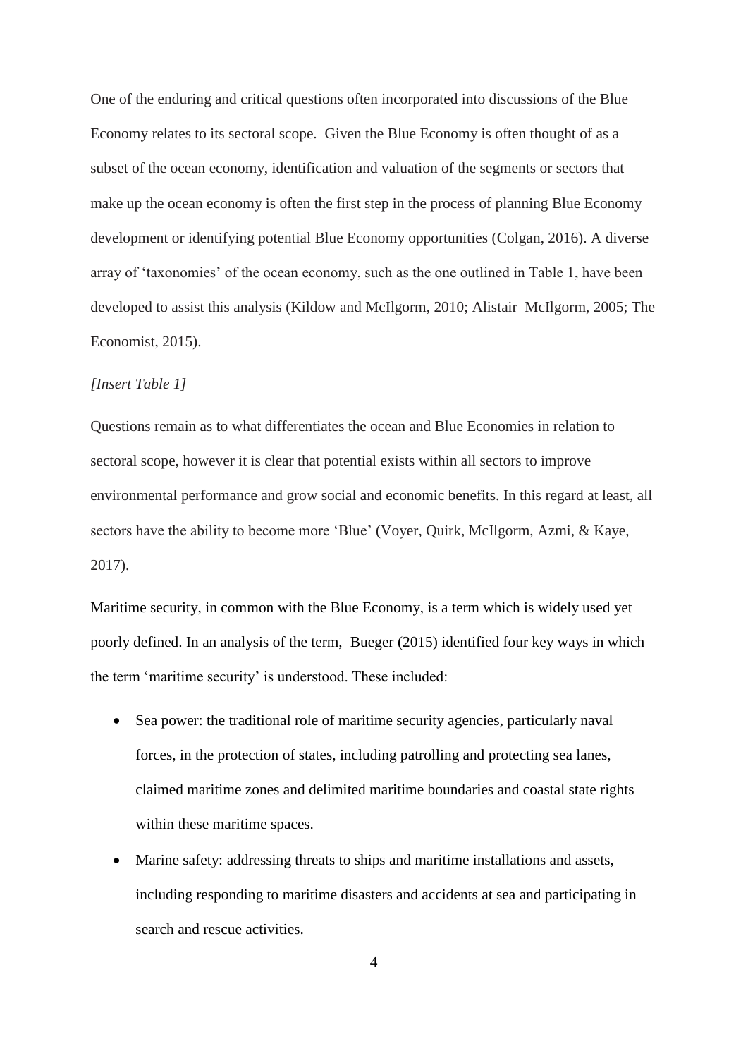One of the enduring and critical questions often incorporated into discussions of the Blue Economy relates to its sectoral scope. Given the Blue Economy is often thought of as a subset of the ocean economy, identification and valuation of the segments or sectors that make up the ocean economy is often the first step in the process of planning Blue Economy development or identifying potential Blue Economy opportunities (Colgan, 2016). A diverse array of 'taxonomies' of the ocean economy, such as the one outlined in Table 1, have been developed to assist this analysis (Kildow and McIlgorm, 2010; Alistair McIlgorm, 2005; The Economist, 2015).

*[Insert Table 1]*

Questions remain as to what differentiates the ocean and Blue Economies in relation to sectoral scope, however it is clear that potential exists within all sectors to improve environmental performance and grow social and economic benefits. In this regard at least, all sectors have the ability to become more 'Blue' (Voyer, Quirk, McIlgorm, Azmi, & Kaye, 2017).

Maritime security, in common with the Blue Economy, is a term which is widely used yet poorly defined. In an analysis of the term, Bueger (2015) identified four key ways in which the term 'maritime security' is understood. These included:

- Sea power: the traditional role of maritime security agencies, particularly naval forces, in the protection of states, including patrolling and protecting sea lanes, claimed maritime zones and delimited maritime boundaries and coastal state rights within these maritime spaces.
- Marine safety: addressing threats to ships and maritime installations and assets, including responding to maritime disasters and accidents at sea and participating in search and rescue activities.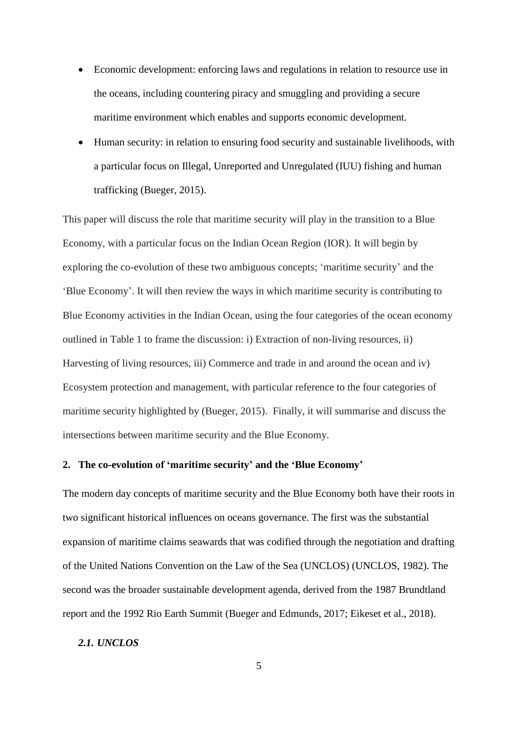- Economic development: enforcing laws and regulations in relation to resource use in the oceans, including countering piracy and smuggling and providing a secure maritime environment which enables and supports economic development.
- Human security: in relation to ensuring food security and sustainable livelihoods, with a particular focus on Illegal, Unreported and Unregulated (IUU) fishing and human trafficking (Bueger, 2015).

This paper will discuss the role that maritime security will play in the transition to a Blue Economy, with a particular focus on the Indian Ocean Region (IOR). It will begin by exploring the co-evolution of these two ambiguous concepts; 'maritime security' and the 'Blue Economy'. It will then review the ways in which maritime security is contributing to Blue Economy activities in the Indian Ocean, using the four categories of the ocean economy outlined in Table 1 to frame the discussion: i) Extraction of non-living resources, ii) Harvesting of living resources, iii) Commerce and trade in and around the ocean and iv) Ecosystem protection and management, with particular reference to the four categories of maritime security highlighted by (Bueger, 2015). Finally, it will summarise and discuss the intersections between maritime security and the Blue Economy.

## 2. The co-evolution of 'maritime security' and the 'Blue Economy'

The modern day concepts of maritime security and the Blue Economy both have their roots in two significant historical influences on oceans governance. The first was the substantial expansion of maritime claims seawards that was codified through the negotiation and drafting of the United Nations Convention on the Law of the Sea (UNCLOS) (UNCLOS, 1982). The second was the broader sustainable development agenda, derived from the 1987 Brundtland report and the 1992 Rio Earth Summit (Bueger and Edmunds, 2017; Eikeset et al., 2018).

### *2.1. UNCLOS*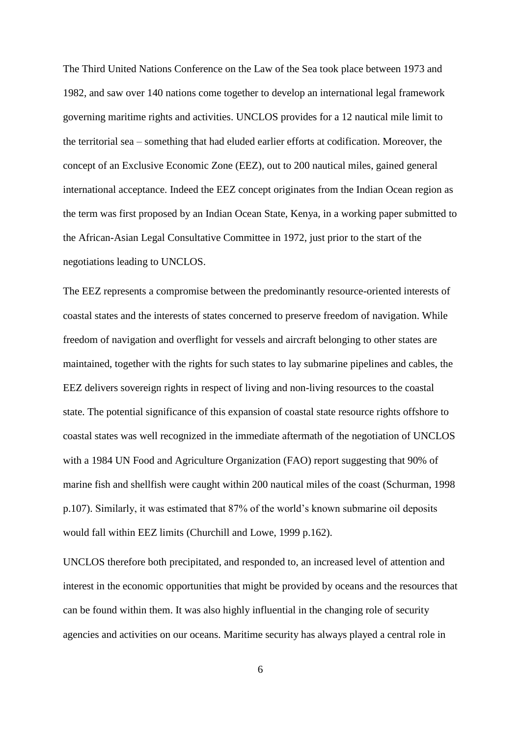The Third United Nations Conference on the Law of the Sea took place between 1973 and 1982, and saw over 140 nations come together to develop an international legal framework governing maritime rights and activities. UNCLOS provides for a 12 nautical mile limit to the territorial sea – something that had eluded earlier efforts at codification. Moreover, the concept of an Exclusive Economic Zone (EEZ), out to 200 nautical miles, gained general international acceptance. Indeed the EEZ concept originates from the Indian Ocean region as the term was first proposed by an Indian Ocean State, Kenya, in a working paper submitted to the African-Asian Legal Consultative Committee in 1972, just prior to the start of the negotiations leading to UNCLOS.

The EEZ represents a compromise between the predominantly resource-oriented interests of coastal states and the interests of states concerned to preserve freedom of navigation. While freedom of navigation and overflight for vessels and aircraft belonging to other states are maintained, together with the rights for such states to lay submarine pipelines and cables, the EEZ delivers sovereign rights in respect of living and non-living resources to the coastal state. The potential significance of this expansion of coastal state resource rights offshore to coastal states was well recognized in the immediate aftermath of the negotiation of UNCLOS with a 1984 UN Food and Agriculture Organization (FAO) report suggesting that 90% of marine fish and shellfish were caught within 200 nautical miles of the coast (Schurman, 1998 p.107). Similarly, it was estimated that 87% of the world's known submarine oil deposits would fall within EEZ limits (Churchill and Lowe, 1999 p.162).

UNCLOS therefore both precipitated, and responded to, an increased level of attention and interest in the economic opportunities that might be provided by oceans and the resources that can be found within them. It was also highly influential in the changing role of security agencies and activities on our oceans. Maritime security has always played a central role in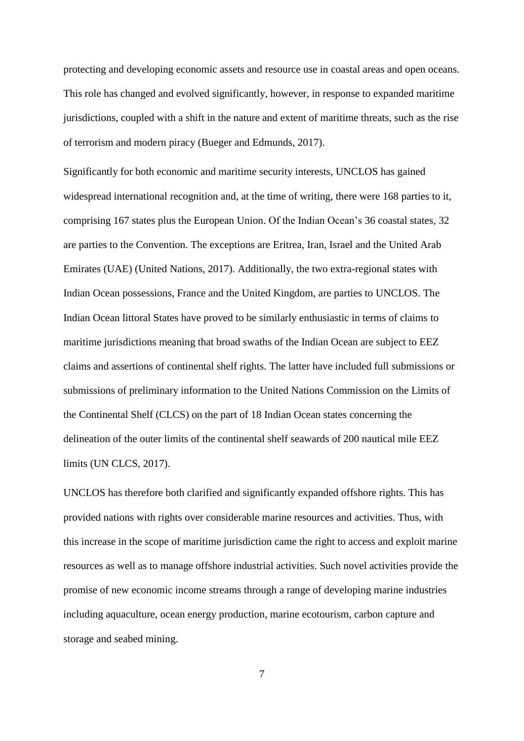protecting and developing economic assets and resource use in coastal areas and open oceans. This role has changed and evolved significantly, however, in response to expanded maritime jurisdictions, coupled with a shift in the nature and extent of maritime threats, such as the rise of terrorism and modern piracy (Bueger and Edmunds, 2017).

Significantly for both economic and maritime security interests, UNCLOS has gained widespread international recognition and, at the time of writing, there were 168 parties to it, comprising 167 states plus the European Union. Of the Indian Ocean's 36 coastal states, 32 are parties to the Convention. The exceptions are Eritrea, Iran, Israel and the United Arab Emirates (UAE) (United Nations, 2017). Additionally, the two extra-regional states with Indian Ocean possessions, France and the United Kingdom, are parties to UNCLOS. The Indian Ocean littoral States have proved to be similarly enthusiastic in terms of claims to maritime jurisdictions meaning that broad swaths of the Indian Ocean are subject to EEZ claims and assertions of continental shelf rights. The latter have included full submissions or submissions of preliminary information to the United Nations Commission on the Limits of the Continental Shelf (CLCS) on the part of 18 Indian Ocean states concerning the delineation of the outer limits of the continental shelf seawards of 200 nautical mile EEZ limits (UN CLCS, 2017).

UNCLOS has therefore both clarified and significantly expanded offshore rights. This has provided nations with rights over considerable marine resources and activities. Thus, with this increase in the scope of maritime jurisdiction came the right to access and exploit marine resources as well as to manage offshore industrial activities. Such novel activities provide the promise of new economic income streams through a range of developing marine industries including aquaculture, ocean energy production, marine ecotourism, carbon capture and storage and seabed mining.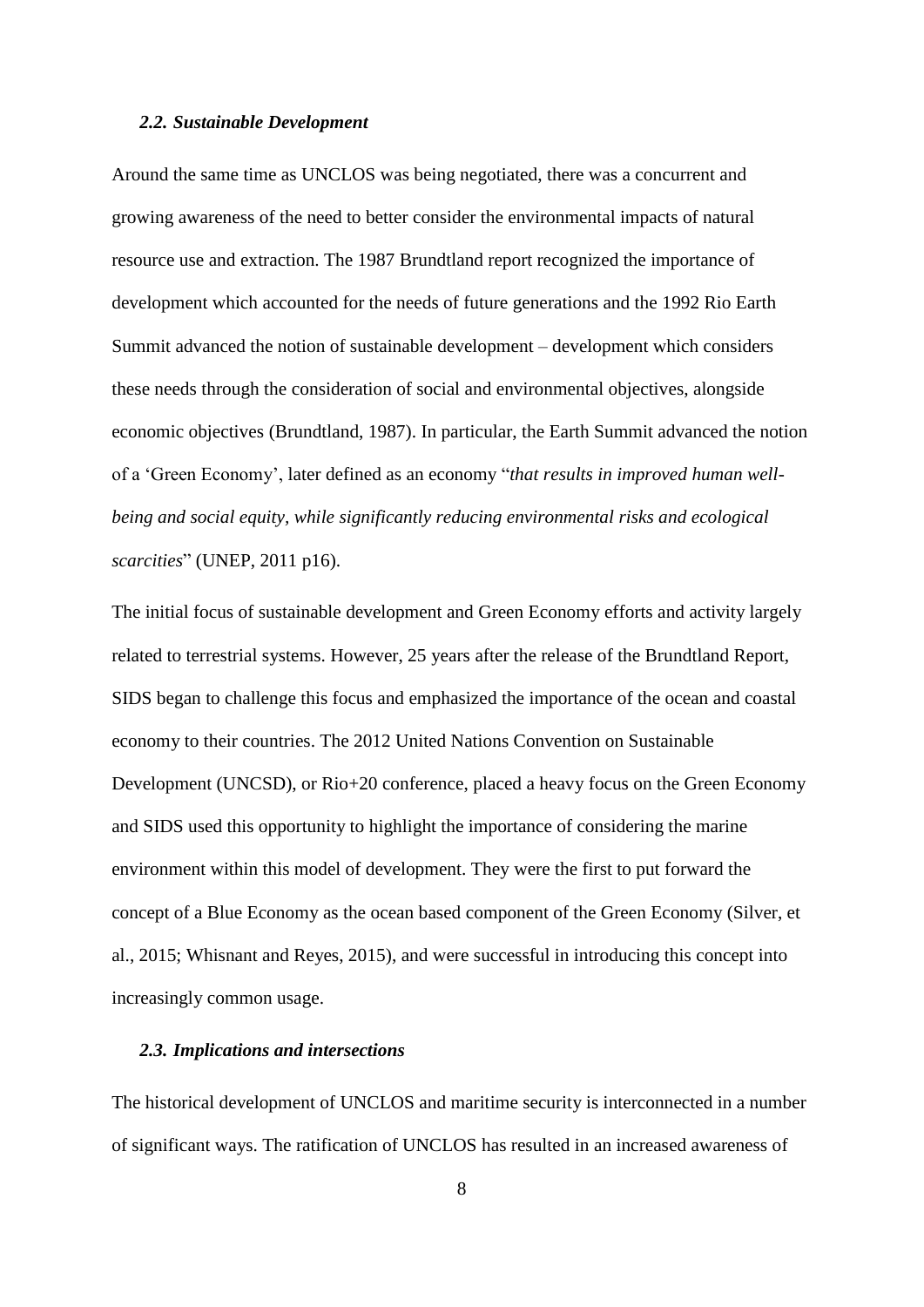### *2.2. Sustainable Development*

Around the same time as UNCLOS was being negotiated, there was a concurrent and growing awareness of the need to better consider the environmental impacts of natural resource use and extraction. The 1987 Brundtland report recognized the importance of development which accounted for the needs of future generations and the 1992 Rio Earth Summit advanced the notion of sustainable development – development which considers these needs through the consideration of social and environmental objectives, alongside economic objectives (Brundtland, 1987). In particular, the Earth Summit advanced the notion of a 'Green Economy', later defined as an economy "*that results in improved human well-being and social equity, while significantly reducing environmental risks and ecological scarcities*" (UNEP, 2011 p16).

The initial focus of sustainable development and Green Economy efforts and activity largely related to terrestrial systems. However, 25 years after the release of the Brundtland Report, SIDS began to challenge this focus and emphasized the importance of the ocean and coastal economy to their countries. The 2012 United Nations Convention on Sustainable Development (UNCSD), or Rio+20 conference, placed a heavy focus on the Green Economy and SIDS used this opportunity to highlight the importance of considering the marine environment within this model of development. They were the first to put forward the concept of a Blue Economy as the ocean based component of the Green Economy (Silver, et al., 2015; Whisnant and Reyes, 2015), and were successful in introducing this concept into increasingly common usage.

### *2.3. Implications and intersections*

The historical development of UNCLOS and maritime security is interconnected in a number of significant ways. The ratification of UNCLOS has resulted in an increased awareness of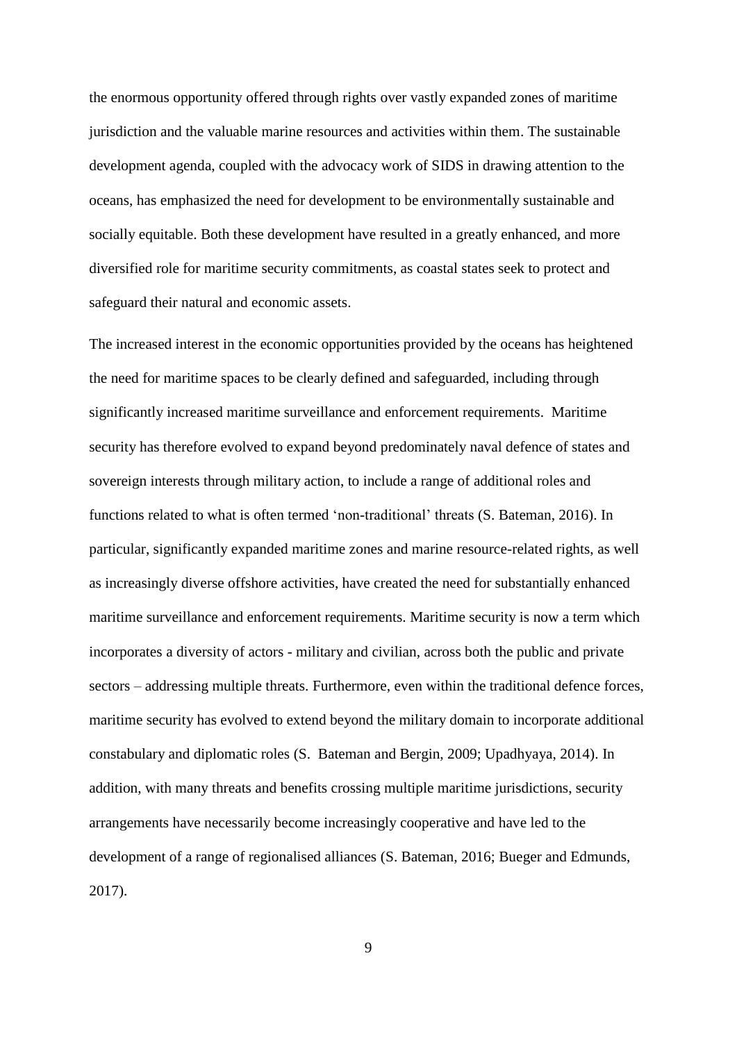the enormous opportunity offered through rights over vastly expanded zones of maritime jurisdiction and the valuable marine resources and activities within them. The sustainable development agenda, coupled with the advocacy work of SIDS in drawing attention to the oceans, has emphasized the need for development to be environmentally sustainable and socially equitable. Both these development have resulted in a greatly enhanced, and more diversified role for maritime security commitments, as coastal states seek to protect and safeguard their natural and economic assets.

The increased interest in the economic opportunities provided by the oceans has heightened the need for maritime spaces to be clearly defined and safeguarded, including through significantly increased maritime surveillance and enforcement requirements. Maritime security has therefore evolved to expand beyond predominately naval defence of states and sovereign interests through military action, to include a range of additional roles and functions related to what is often termed 'non-traditional' threats (S. Bateman, 2016). In particular, significantly expanded maritime zones and marine resource-related rights, as well as increasingly diverse offshore activities, have created the need for substantially enhanced maritime surveillance and enforcement requirements. Maritime security is now a term which incorporates a diversity of actors - military and civilian, across both the public and private sectors – addressing multiple threats. Furthermore, even within the traditional defence forces, maritime security has evolved to extend beyond the military domain to incorporate additional constabulary and diplomatic roles (S. Bateman and Bergin, 2009; Upadhyaya, 2014). In addition, with many threats and benefits crossing multiple maritime jurisdictions, security arrangements have necessarily become increasingly cooperative and have led to the development of a range of regionalised alliances (S. Bateman, 2016; Bueger and Edmunds, 2017).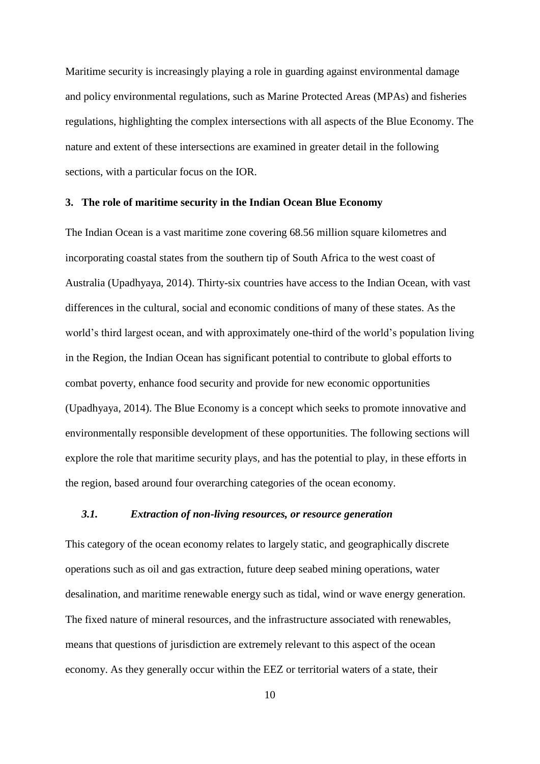Maritime security is increasingly playing a role in guarding against environmental damage and policy environmental regulations, such as Marine Protected Areas (MPAs) and fisheries regulations, highlighting the complex intersections with all aspects of the Blue Economy. The nature and extent of these intersections are examined in greater detail in the following sections, with a particular focus on the IOR.

## 3. The role of maritime security in the Indian Ocean Blue Economy

The Indian Ocean is a vast maritime zone covering 68.56 million square kilometres and incorporating coastal states from the southern tip of South Africa to the west coast of Australia (Upadhyaya, 2014). Thirty-six countries have access to the Indian Ocean, with vast differences in the cultural, social and economic conditions of many of these states. As the world's third largest ocean, and with approximately one-third of the world's population living in the Region, the Indian Ocean has significant potential to contribute to global efforts to combat poverty, enhance food security and provide for new economic opportunities (Upadhyaya, 2014). The Blue Economy is a concept which seeks to promote innovative and environmentally responsible development of these opportunities. The following sections will explore the role that maritime security plays, and has the potential to play, in these efforts in the region, based around four overarching categories of the ocean economy.

### *3.1. Extraction of non-living resources, or resource generation*

This category of the ocean economy relates to largely static, and geographically discrete operations such as oil and gas extraction, future deep seabed mining operations, water desalination, and maritime renewable energy such as tidal, wind or wave energy generation. The fixed nature of mineral resources, and the infrastructure associated with renewables, means that questions of jurisdiction are extremely relevant to this aspect of the ocean economy. As they generally occur within the EEZ or territorial waters of a state, their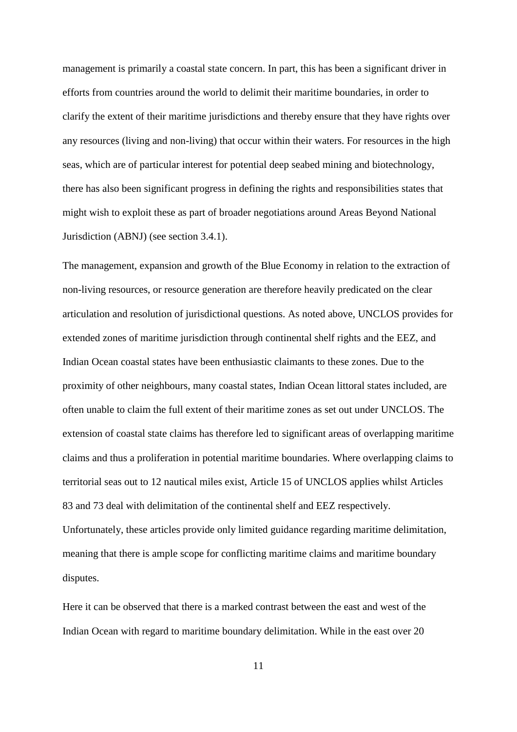management is primarily a coastal state concern. In part, this has been a significant driver in efforts from countries around the world to delimit their maritime boundaries, in order to clarify the extent of their maritime jurisdictions and thereby ensure that they have rights over any resources (living and non-living) that occur within their waters. For resources in the high seas, which are of particular interest for potential deep seabed mining and biotechnology, there has also been significant progress in defining the rights and responsibilities states that might wish to exploit these as part of broader negotiations around Areas Beyond National Jurisdiction (ABNJ) (see section 3.4.1).

The management, expansion and growth of the Blue Economy in relation to the extraction of non-living resources, or resource generation are therefore heavily predicated on the clear articulation and resolution of jurisdictional questions. As noted above, UNCLOS provides for extended zones of maritime jurisdiction through continental shelf rights and the EEZ, and Indian Ocean coastal states have been enthusiastic claimants to these zones. Due to the proximity of other neighbours, many coastal states, Indian Ocean littoral states included, are often unable to claim the full extent of their maritime zones as set out under UNCLOS. The extension of coastal state claims has therefore led to significant areas of overlapping maritime claims and thus a proliferation in potential maritime boundaries. Where overlapping claims to territorial seas out to 12 nautical miles exist, Article 15 of UNCLOS applies whilst Articles 83 and 73 deal with delimitation of the continental shelf and EEZ respectively. Unfortunately, these articles provide only limited guidance regarding maritime delimitation, meaning that there is ample scope for conflicting maritime claims and maritime boundary disputes.

Here it can be observed that there is a marked contrast between the east and west of the Indian Ocean with regard to maritime boundary delimitation. While in the east over 20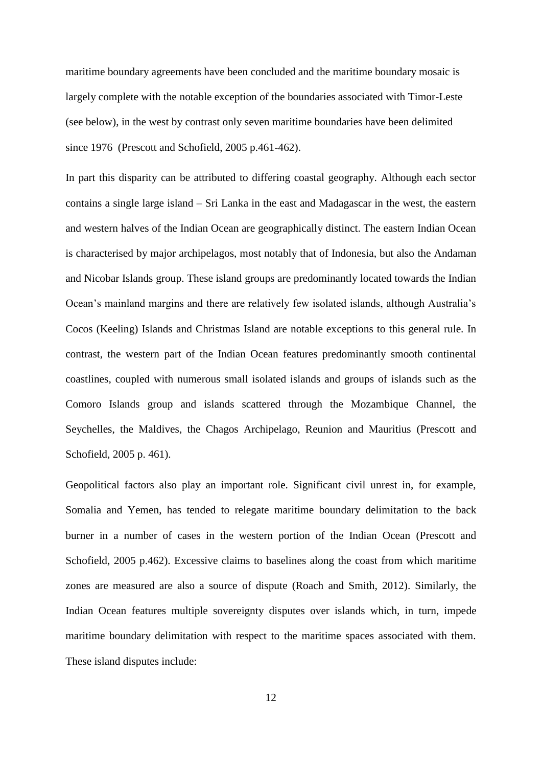maritime boundary agreements have been concluded and the maritime boundary mosaic is largely complete with the notable exception of the boundaries associated with Timor-Leste (see below), in the west by contrast only seven maritime boundaries have been delimited since 1976 (Prescott and Schofield, 2005 p.461-462).

In part this disparity can be attributed to differing coastal geography. Although each sector contains a single large island – Sri Lanka in the east and Madagascar in the west, the eastern and western halves of the Indian Ocean are geographically distinct. The eastern Indian Ocean is characterised by major archipelagos, most notably that of Indonesia, but also the Andaman and Nicobar Islands group. These island groups are predominantly located towards the Indian Ocean's mainland margins and there are relatively few isolated islands, although Australia's Cocos (Keeling) Islands and Christmas Island are notable exceptions to this general rule. In contrast, the western part of the Indian Ocean features predominantly smooth continental coastlines, coupled with numerous small isolated islands and groups of islands such as the Comoro Islands group and islands scattered through the Mozambique Channel, the Seychelles, the Maldives, the Chagos Archipelago, Reunion and Mauritius (Prescott and Schofield, 2005 p. 461).

Geopolitical factors also play an important role. Significant civil unrest in, for example, Somalia and Yemen, has tended to relegate maritime boundary delimitation to the back burner in a number of cases in the western portion of the Indian Ocean (Prescott and Schofield, 2005 p.462). Excessive claims to baselines along the coast from which maritime zones are measured are also a source of dispute (Roach and Smith, 2012). Similarly, the Indian Ocean features multiple sovereignty disputes over islands which, in turn, impede maritime boundary delimitation with respect to the maritime spaces associated with them. These island disputes include: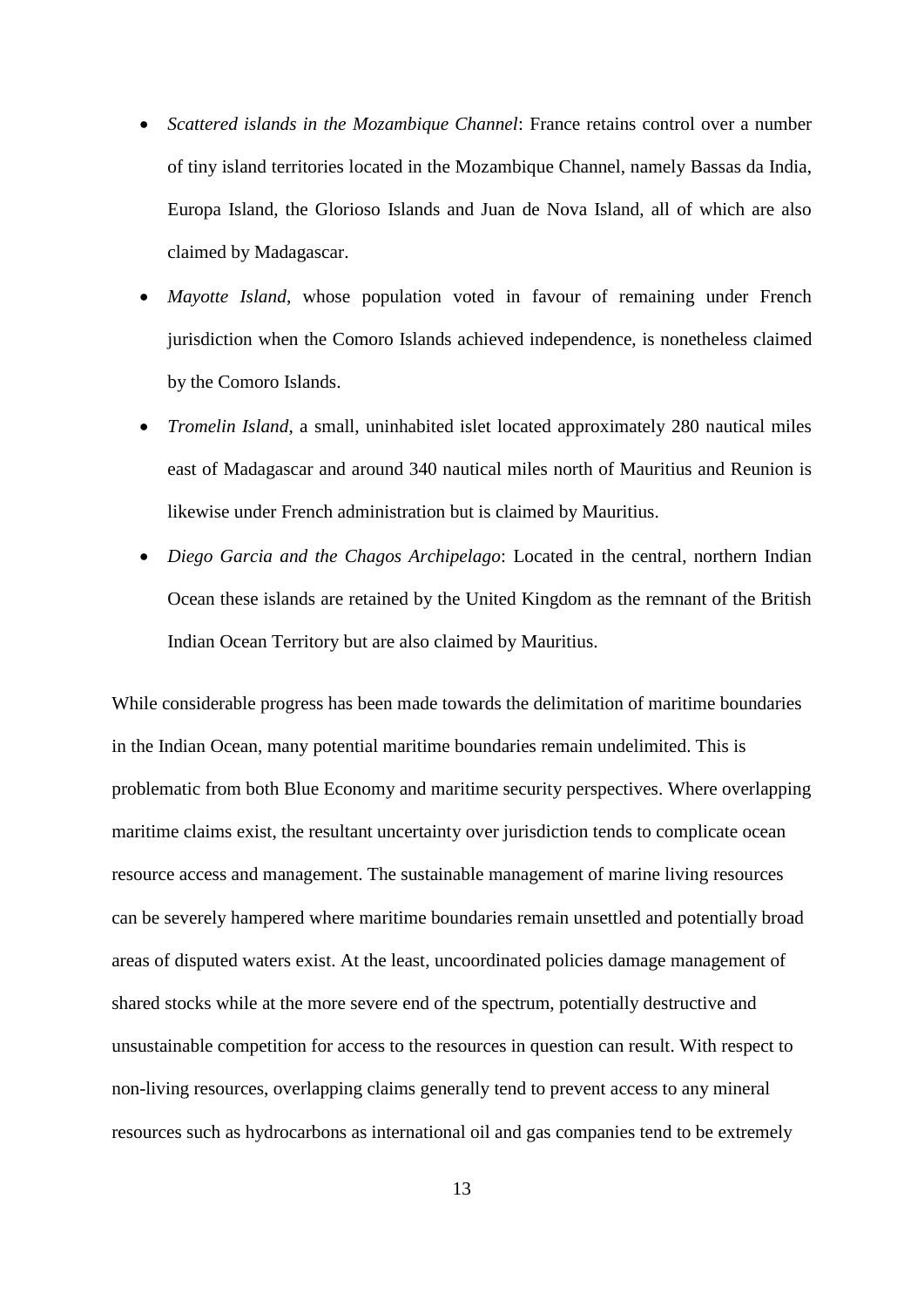- *Scattered islands in the Mozambique Channel*: France retains control over a number of tiny island territories located in the Mozambique Channel, namely Bassas da India, Europa Island, the Glorioso Islands and Juan de Nova Island, all of which are also claimed by Madagascar.
- *Mayotte Island*, whose population voted in favour of remaining under French jurisdiction when the Comoro Islands achieved independence, is nonetheless claimed by the Comoro Islands.
- *Tromelin Island*, a small, uninhabited islet located approximately 280 nautical miles east of Madagascar and around 340 nautical miles north of Mauritius and Reunion is likewise under French administration but is claimed by Mauritius.
- *Diego Garcia and the Chagos Archipelago*: Located in the central, northern Indian Ocean these islands are retained by the United Kingdom as the remnant of the British Indian Ocean Territory but are also claimed by Mauritius.

While considerable progress has been made towards the delimitation of maritime boundaries in the Indian Ocean, many potential maritime boundaries remain undelimited. This is problematic from both Blue Economy and maritime security perspectives. Where overlapping maritime claims exist, the resultant uncertainty over jurisdiction tends to complicate ocean resource access and management. The sustainable management of marine living resources can be severely hampered where maritime boundaries remain unsettled and potentially broad areas of disputed waters exist. At the least, uncoordinated policies damage management of shared stocks while at the more severe end of the spectrum, potentially destructive and unsustainable competition for access to the resources in question can result. With respect to non-living resources, overlapping claims generally tend to prevent access to any mineral resources such as hydrocarbons as international oil and gas companies tend to be extremely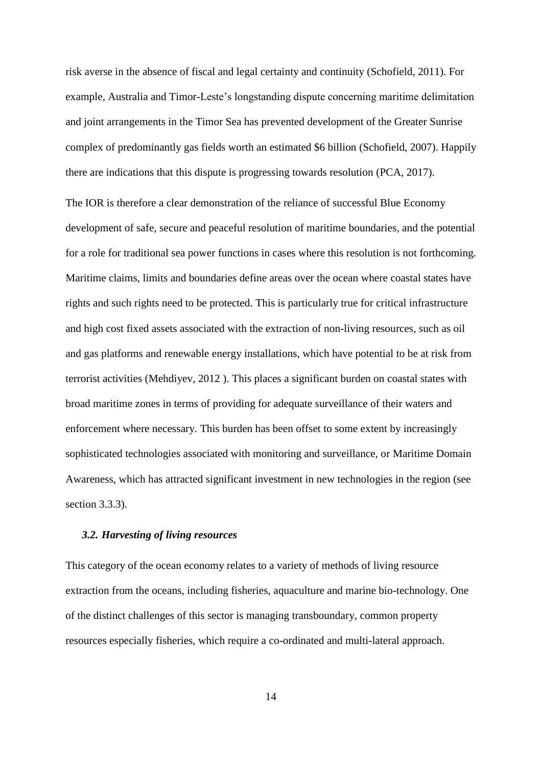risk averse in the absence of fiscal and legal certainty and continuity (Schofield, 2011). For example, Australia and Timor-Leste's longstanding dispute concerning maritime delimitation and joint arrangements in the Timor Sea has prevented development of the Greater Sunrise complex of predominantly gas fields worth an estimated $6 billion (Schofield, 2007). Happily there are indications that this dispute is progressing towards resolution (PCA, 2017).

The IOR is therefore a clear demonstration of the reliance of successful Blue Economy development of safe, secure and peaceful resolution of maritime boundaries, and the potential for a role for traditional sea power functions in cases where this resolution is not forthcoming. Maritime claims, limits and boundaries define areas over the ocean where coastal states have rights and such rights need to be protected. This is particularly true for critical infrastructure and high cost fixed assets associated with the extraction of non-living resources, such as oil and gas platforms and renewable energy installations, which have potential to be at risk from terrorist activities (Mehdiyev, 2012 ). This places a significant burden on coastal states with broad maritime zones in terms of providing for adequate surveillance of their waters and enforcement where necessary. This burden has been offset to some extent by increasingly sophisticated technologies associated with monitoring and surveillance, or Maritime Domain Awareness, which has attracted significant investment in new technologies in the region (see section 3.3.3).

### *3.2. Harvesting of living resources*

This category of the ocean economy relates to a variety of methods of living resource extraction from the oceans, including fisheries, aquaculture and marine bio-technology. One of the distinct challenges of this sector is managing transboundary, common property resources especially fisheries, which require a co-ordinated and multi-lateral approach.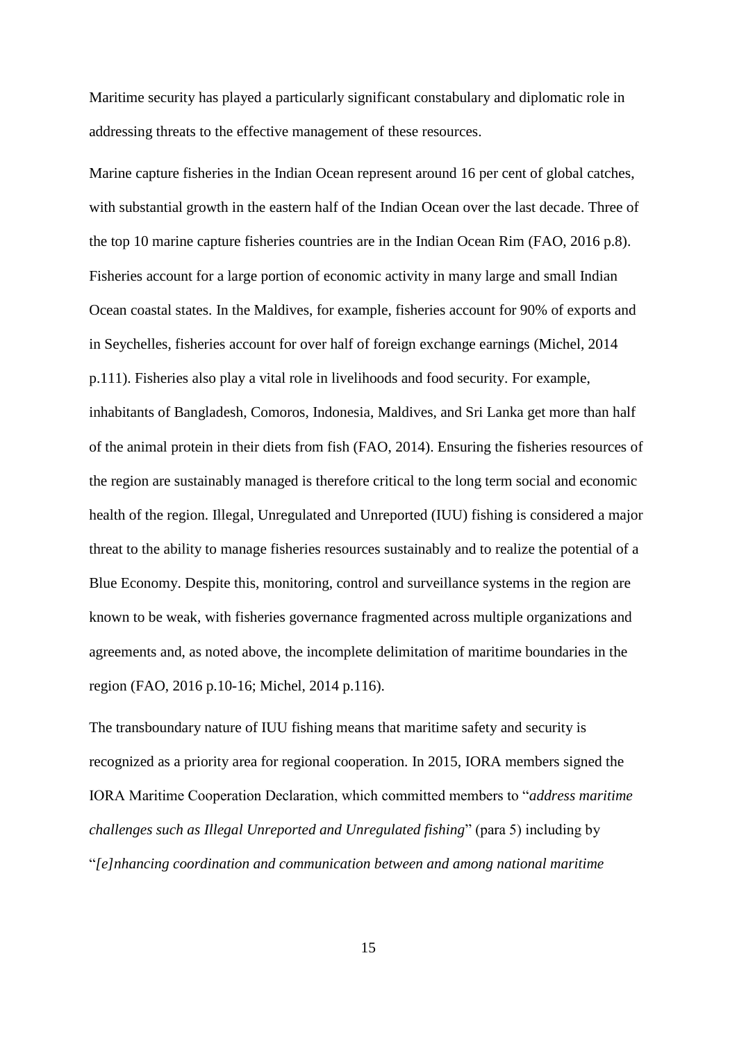Maritime security has played a particularly significant constabulary and diplomatic role in addressing threats to the effective management of these resources.

Marine capture fisheries in the Indian Ocean represent around 16 per cent of global catches, with substantial growth in the eastern half of the Indian Ocean over the last decade. Three of the top 10 marine capture fisheries countries are in the Indian Ocean Rim (FAO, 2016 p.8). Fisheries account for a large portion of economic activity in many large and small Indian Ocean coastal states. In the Maldives, for example, fisheries account for 90% of exports and in Seychelles, fisheries account for over half of foreign exchange earnings (Michel, 2014 p.111). Fisheries also play a vital role in livelihoods and food security. For example, inhabitants of Bangladesh, Comoros, Indonesia, Maldives, and Sri Lanka get more than half of the animal protein in their diets from fish (FAO, 2014). Ensuring the fisheries resources of the region are sustainably managed is therefore critical to the long term social and economic health of the region. Illegal, Unregulated and Unreported (IUU) fishing is considered a major threat to the ability to manage fisheries resources sustainably and to realize the potential of a Blue Economy. Despite this, monitoring, control and surveillance systems in the region are known to be weak, with fisheries governance fragmented across multiple organizations and agreements and, as noted above, the incomplete delimitation of maritime boundaries in the region (FAO, 2016 p.10-16; Michel, 2014 p.116).

The transboundary nature of IUU fishing means that maritime safety and security is recognized as a priority area for regional cooperation. In 2015, IORA members signed the IORA Maritime Cooperation Declaration, which committed members to "*address maritime challenges such as Illegal Unreported and Unregulated fishing*" (para 5) including by "*[e]nhancing coordination and communication between and among national maritime*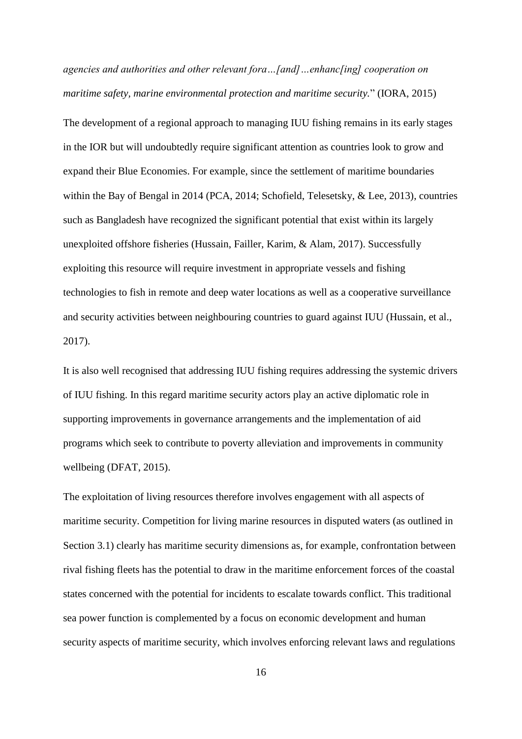*agencies and authorities and other relevant fora…[and]…enhanc[ing] cooperation on maritime safety, marine environmental protection and maritime security.*" (IORA, 2015)

The development of a regional approach to managing IUU fishing remains in its early stages in the IOR but will undoubtedly require significant attention as countries look to grow and expand their Blue Economies. For example, since the settlement of maritime boundaries within the Bay of Bengal in 2014 (PCA, 2014; Schofield, Telesetsky, & Lee, 2013), countries such as Bangladesh have recognized the significant potential that exist within its largely unexploited offshore fisheries (Hussain, Failler, Karim, & Alam, 2017). Successfully exploiting this resource will require investment in appropriate vessels and fishing technologies to fish in remote and deep water locations as well as a cooperative surveillance and security activities between neighbouring countries to guard against IUU (Hussain, et al., 2017).

It is also well recognised that addressing IUU fishing requires addressing the systemic drivers of IUU fishing. In this regard maritime security actors play an active diplomatic role in supporting improvements in governance arrangements and the implementation of aid programs which seek to contribute to poverty alleviation and improvements in community wellbeing (DFAT, 2015).

The exploitation of living resources therefore involves engagement with all aspects of maritime security. Competition for living marine resources in disputed waters (as outlined in Section 3.1) clearly has maritime security dimensions as, for example, confrontation between rival fishing fleets has the potential to draw in the maritime enforcement forces of the coastal states concerned with the potential for incidents to escalate towards conflict. This traditional sea power function is complemented by a focus on economic development and human security aspects of maritime security, which involves enforcing relevant laws and regulations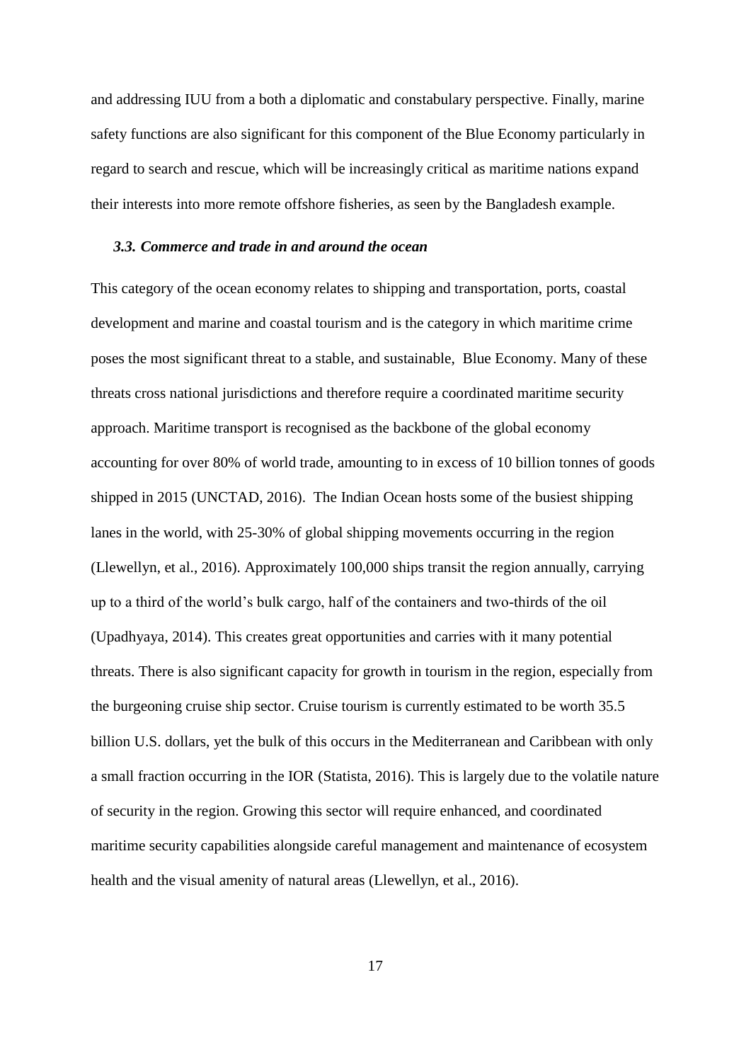and addressing IUU from a both a diplomatic and constabulary perspective. Finally, marine safety functions are also significant for this component of the Blue Economy particularly in regard to search and rescue, which will be increasingly critical as maritime nations expand their interests into more remote offshore fisheries, as seen by the Bangladesh example.

### *3.3. Commerce and trade in and around the ocean*

This category of the ocean economy relates to shipping and transportation, ports, coastal development and marine and coastal tourism and is the category in which maritime crime poses the most significant threat to a stable, and sustainable, Blue Economy. Many of these threats cross national jurisdictions and therefore require a coordinated maritime security approach. Maritime transport is recognised as the backbone of the global economy accounting for over 80% of world trade, amounting to in excess of 10 billion tonnes of goods shipped in 2015 (UNCTAD, 2016). The Indian Ocean hosts some of the busiest shipping lanes in the world, with 25-30% of global shipping movements occurring in the region (Llewellyn, et al., 2016). Approximately 100,000 ships transit the region annually, carrying up to a third of the world's bulk cargo, half of the containers and two-thirds of the oil (Upadhyaya, 2014). This creates great opportunities and carries with it many potential threats. There is also significant capacity for growth in tourism in the region, especially from the burgeoning cruise ship sector. Cruise tourism is currently estimated to be worth 35.5 billion U.S. dollars, yet the bulk of this occurs in the Mediterranean and Caribbean with only a small fraction occurring in the IOR (Statista, 2016). This is largely due to the volatile nature of security in the region. Growing this sector will require enhanced, and coordinated maritime security capabilities alongside careful management and maintenance of ecosystem health and the visual amenity of natural areas (Llewellyn, et al., 2016).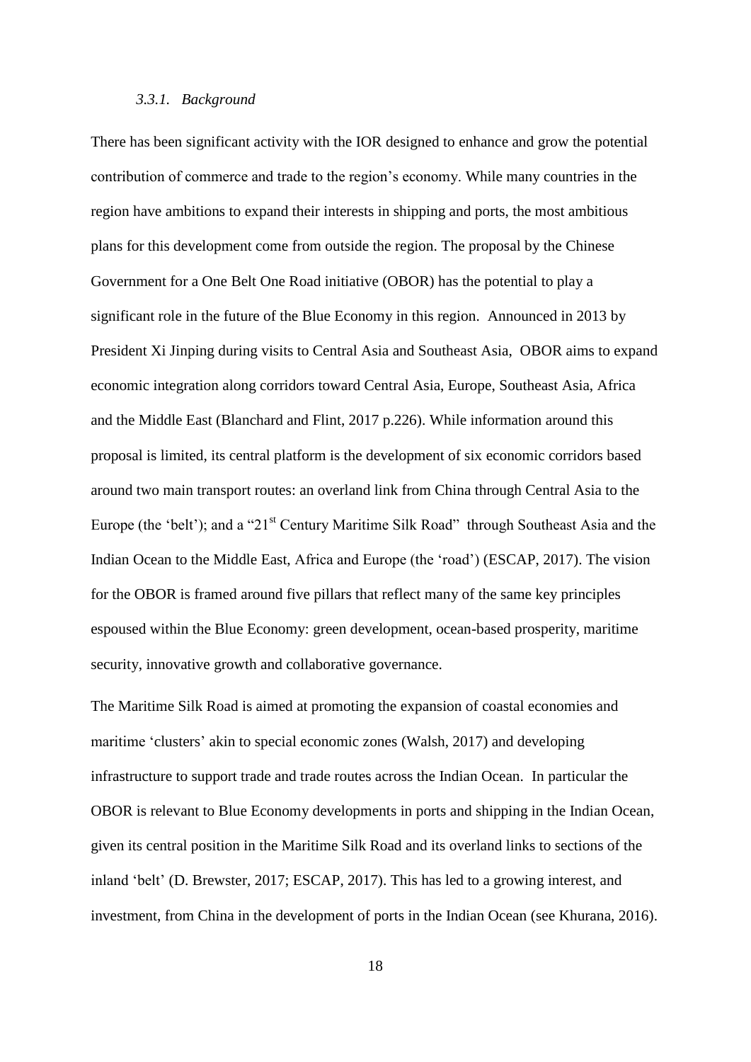### *3.3.1. Background*

There has been significant activity with the IOR designed to enhance and grow the potential contribution of commerce and trade to the region's economy. While many countries in the region have ambitions to expand their interests in shipping and ports, the most ambitious plans for this development come from outside the region. The proposal by the Chinese Government for a One Belt One Road initiative (OBOR) has the potential to play a significant role in the future of the Blue Economy in this region. Announced in 2013 by President Xi Jinping during visits to Central Asia and Southeast Asia, OBOR aims to expand economic integration along corridors toward Central Asia, Europe, Southeast Asia, Africa and the Middle East (Blanchard and Flint, 2017 p.226). While information around this proposal is limited, its central platform is the development of six economic corridors based around two main transport routes: an overland link from China through Central Asia to the Europe (the 'belt'); and a "21st Century Maritime Silk Road" through Southeast Asia and the Indian Ocean to the Middle East, Africa and Europe (the 'road') (ESCAP, 2017). The vision for the OBOR is framed around five pillars that reflect many of the same key principles espoused within the Blue Economy: green development, ocean-based prosperity, maritime security, innovative growth and collaborative governance.

The Maritime Silk Road is aimed at promoting the expansion of coastal economies and maritime 'clusters' akin to special economic zones (Walsh, 2017) and developing infrastructure to support trade and trade routes across the Indian Ocean. In particular the OBOR is relevant to Blue Economy developments in ports and shipping in the Indian Ocean, given its central position in the Maritime Silk Road and its overland links to sections of the inland 'belt' (D. Brewster, 2017; ESCAP, 2017). This has led to a growing interest, and investment, from China in the development of ports in the Indian Ocean (see Khurana, 2016).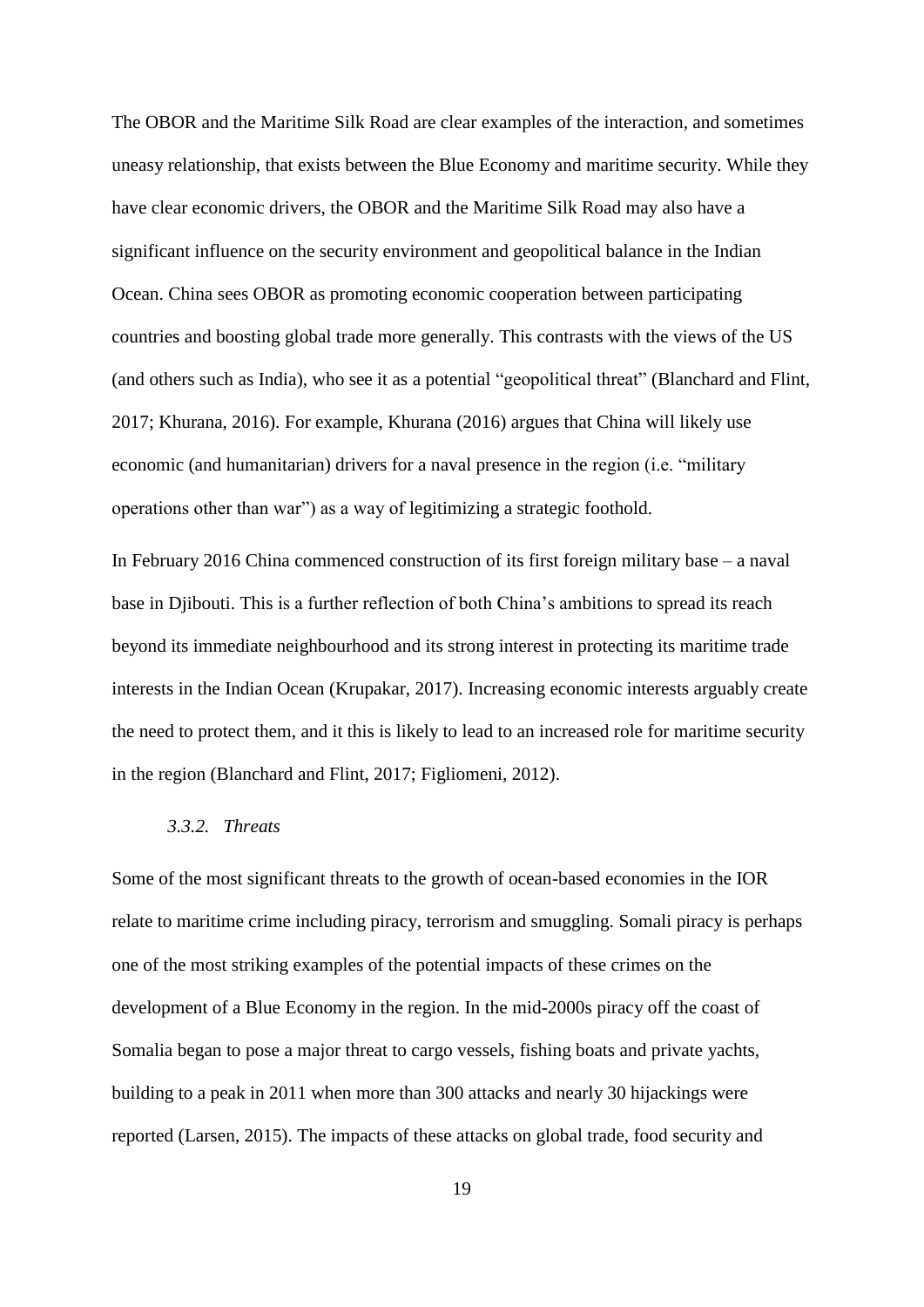The OBOR and the Maritime Silk Road are clear examples of the interaction, and sometimes uneasy relationship, that exists between the Blue Economy and maritime security. While they have clear economic drivers, the OBOR and the Maritime Silk Road may also have a significant influence on the security environment and geopolitical balance in the Indian Ocean. China sees OBOR as promoting economic cooperation between participating countries and boosting global trade more generally. This contrasts with the views of the US (and others such as India), who see it as a potential "geopolitical threat" (Blanchard and Flint, 2017; Khurana, 2016). For example, Khurana (2016) argues that China will likely use economic (and humanitarian) drivers for a naval presence in the region (i.e. "military operations other than war") as a way of legitimizing a strategic foothold.

In February 2016 China commenced construction of its first foreign military base – a naval base in Djibouti. This is a further reflection of both China's ambitions to spread its reach beyond its immediate neighbourhood and its strong interest in protecting its maritime trade interests in the Indian Ocean (Krupakar, 2017). Increasing economic interests arguably create the need to protect them, and it this is likely to lead to an increased role for maritime security in the region (Blanchard and Flint, 2017; Figliomeni, 2012).

### *3.3.2. Threats*

Some of the most significant threats to the growth of ocean-based economies in the IOR relate to maritime crime including piracy, terrorism and smuggling. Somali piracy is perhaps one of the most striking examples of the potential impacts of these crimes on the development of a Blue Economy in the region. In the mid-2000s piracy off the coast of Somalia began to pose a major threat to cargo vessels, fishing boats and private yachts, building to a peak in 2011 when more than 300 attacks and nearly 30 hijackings were reported (Larsen, 2015). The impacts of these attacks on global trade, food security and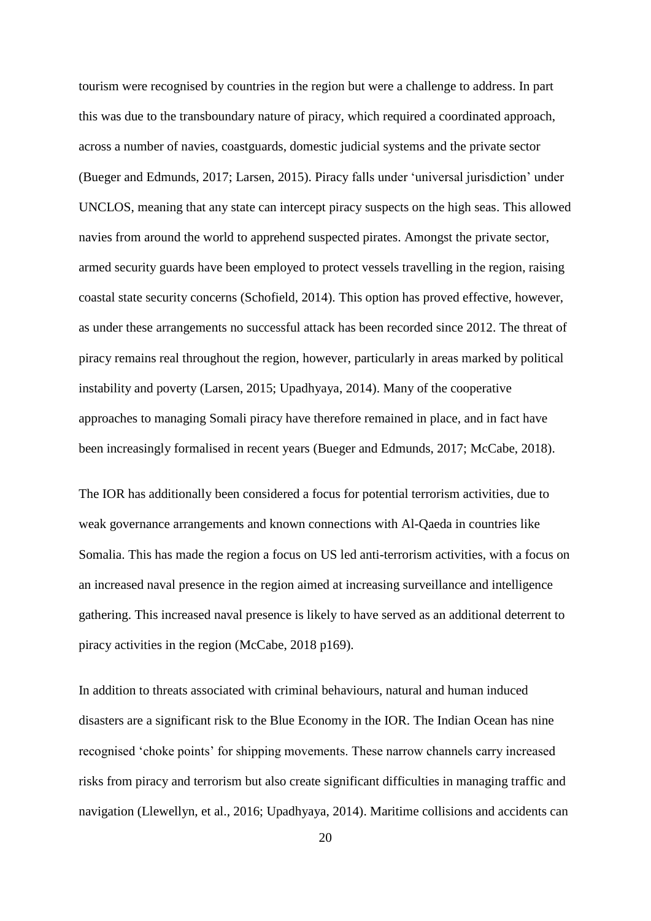tourism were recognised by countries in the region but were a challenge to address. In part this was due to the transboundary nature of piracy, which required a coordinated approach, across a number of navies, coastguards, domestic judicial systems and the private sector (Bueger and Edmunds, 2017; Larsen, 2015). Piracy falls under 'universal jurisdiction' under UNCLOS, meaning that any state can intercept piracy suspects on the high seas. This allowed navies from around the world to apprehend suspected pirates. Amongst the private sector, armed security guards have been employed to protect vessels travelling in the region, raising coastal state security concerns (Schofield, 2014). This option has proved effective, however, as under these arrangements no successful attack has been recorded since 2012. The threat of piracy remains real throughout the region, however, particularly in areas marked by political instability and poverty (Larsen, 2015; Upadhyaya, 2014). Many of the cooperative approaches to managing Somali piracy have therefore remained in place, and in fact have been increasingly formalised in recent years (Bueger and Edmunds, 2017; McCabe, 2018).

The IOR has additionally been considered a focus for potential terrorism activities, due to weak governance arrangements and known connections with Al-Qaeda in countries like Somalia. This has made the region a focus on US led anti-terrorism activities, with a focus on an increased naval presence in the region aimed at increasing surveillance and intelligence gathering. This increased naval presence is likely to have served as an additional deterrent to piracy activities in the region (McCabe, 2018 p169).

In addition to threats associated with criminal behaviours, natural and human induced disasters are a significant risk to the Blue Economy in the IOR. The Indian Ocean has nine recognised 'choke points' for shipping movements. These narrow channels carry increased risks from piracy and terrorism but also create significant difficulties in managing traffic and navigation (Llewellyn, et al., 2016; Upadhyaya, 2014). Maritime collisions and accidents can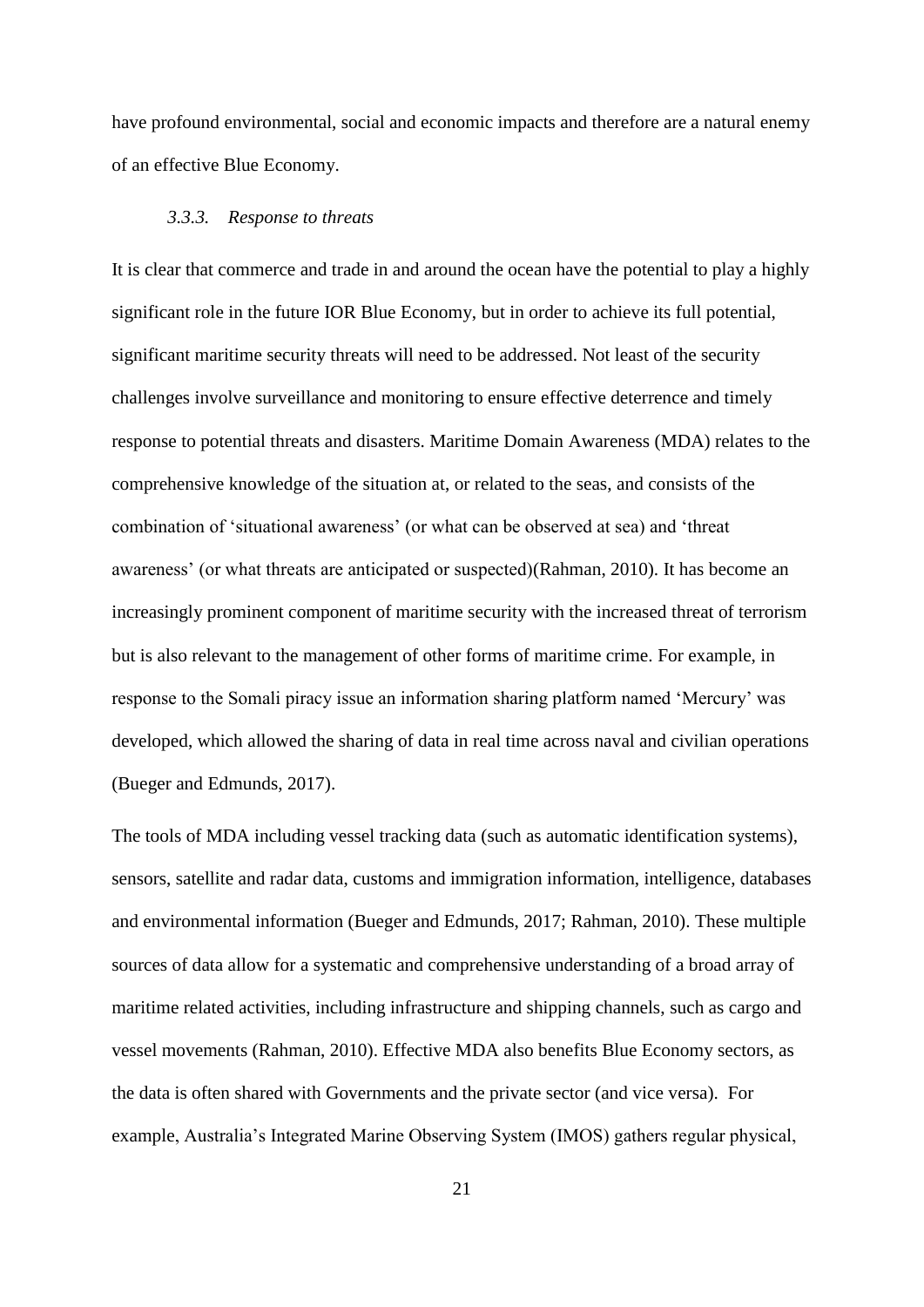have profound environmental, social and economic impacts and therefore are a natural enemy of an effective Blue Economy.

### *3.3.3. Response to threats*

It is clear that commerce and trade in and around the ocean have the potential to play a highly significant role in the future IOR Blue Economy, but in order to achieve its full potential, significant maritime security threats will need to be addressed. Not least of the security challenges involve surveillance and monitoring to ensure effective deterrence and timely response to potential threats and disasters. Maritime Domain Awareness (MDA) relates to the comprehensive knowledge of the situation at, or related to the seas, and consists of the combination of 'situational awareness' (or what can be observed at sea) and 'threat awareness' (or what threats are anticipated or suspected)(Rahman, 2010). It has become an increasingly prominent component of maritime security with the increased threat of terrorism but is also relevant to the management of other forms of maritime crime. For example, in response to the Somali piracy issue an information sharing platform named 'Mercury' was developed, which allowed the sharing of data in real time across naval and civilian operations (Bueger and Edmunds, 2017).

The tools of MDA including vessel tracking data (such as automatic identification systems), sensors, satellite and radar data, customs and immigration information, intelligence, databases and environmental information (Bueger and Edmunds, 2017; Rahman, 2010). These multiple sources of data allow for a systematic and comprehensive understanding of a broad array of maritime related activities, including infrastructure and shipping channels, such as cargo and vessel movements (Rahman, 2010). Effective MDA also benefits Blue Economy sectors, as the data is often shared with Governments and the private sector (and vice versa). For example, Australia's Integrated Marine Observing System (IMOS) gathers regular physical,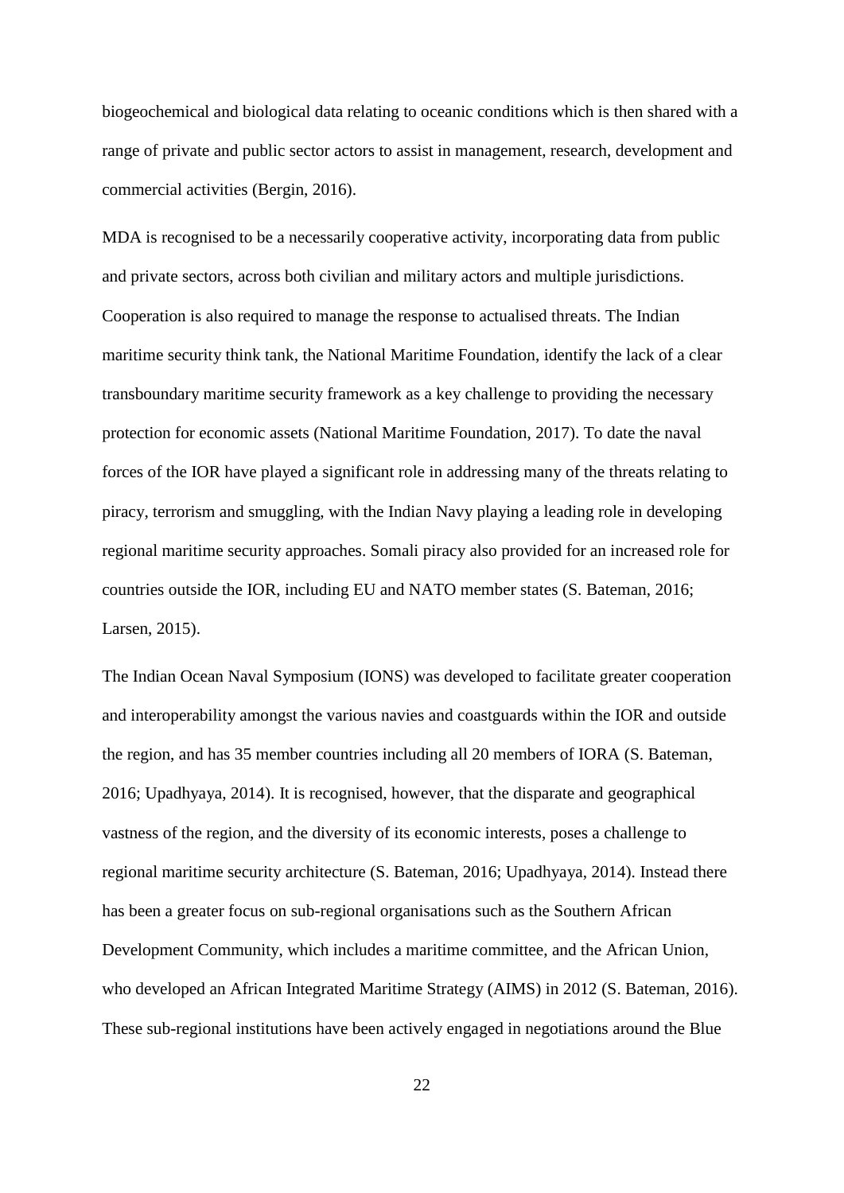biogeochemical and biological data relating to oceanic conditions which is then shared with a range of private and public sector actors to assist in management, research, development and commercial activities (Bergin, 2016).

MDA is recognised to be a necessarily cooperative activity, incorporating data from public and private sectors, across both civilian and military actors and multiple jurisdictions. Cooperation is also required to manage the response to actualised threats. The Indian maritime security think tank, the National Maritime Foundation, identify the lack of a clear transboundary maritime security framework as a key challenge to providing the necessary protection for economic assets (National Maritime Foundation, 2017). To date the naval forces of the IOR have played a significant role in addressing many of the threats relating to piracy, terrorism and smuggling, with the Indian Navy playing a leading role in developing regional maritime security approaches. Somali piracy also provided for an increased role for countries outside the IOR, including EU and NATO member states (S. Bateman, 2016; Larsen, 2015).

The Indian Ocean Naval Symposium (IONS) was developed to facilitate greater cooperation and interoperability amongst the various navies and coastguards within the IOR and outside the region, and has 35 member countries including all 20 members of IORA (S. Bateman, 2016; Upadhyaya, 2014). It is recognised, however, that the disparate and geographical vastness of the region, and the diversity of its economic interests, poses a challenge to regional maritime security architecture (S. Bateman, 2016; Upadhyaya, 2014). Instead there has been a greater focus on sub-regional organisations such as the Southern African Development Community, which includes a maritime committee, and the African Union, who developed an African Integrated Maritime Strategy (AIMS) in 2012 (S. Bateman, 2016). These sub-regional institutions have been actively engaged in negotiations around the Blue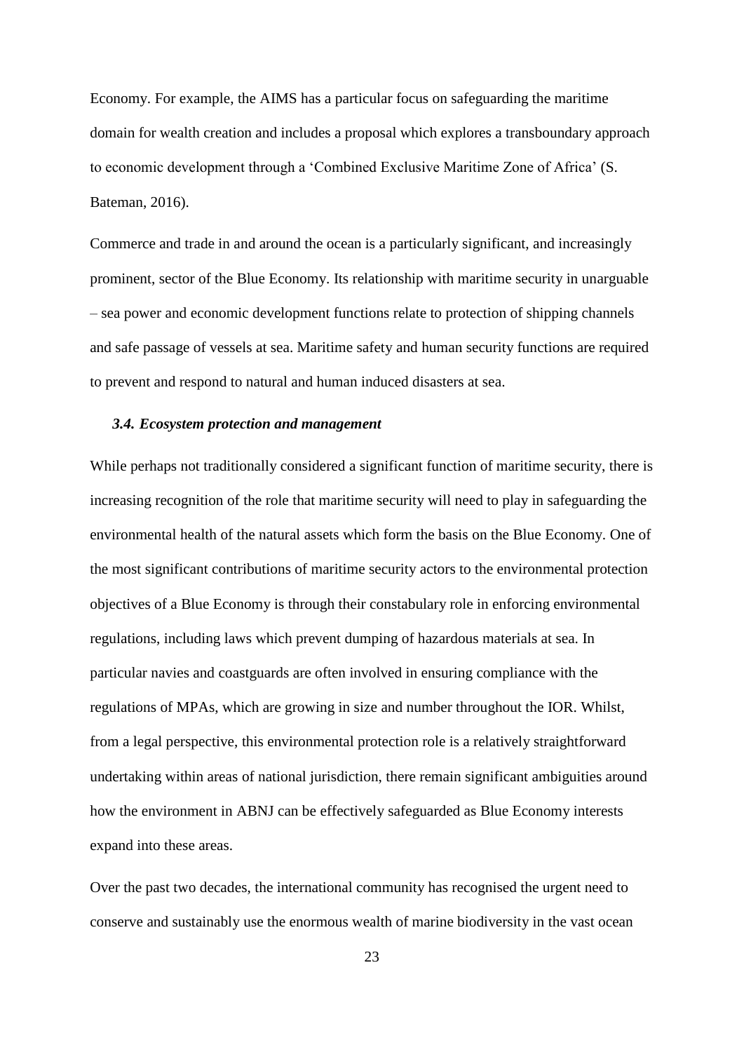Economy. For example, the AIMS has a particular focus on safeguarding the maritime domain for wealth creation and includes a proposal which explores a transboundary approach to economic development through a 'Combined Exclusive Maritime Zone of Africa' (S. Bateman, 2016).

Commerce and trade in and around the ocean is a particularly significant, and increasingly prominent, sector of the Blue Economy. Its relationship with maritime security in unarguable – sea power and economic development functions relate to protection of shipping channels and safe passage of vessels at sea. Maritime safety and human security functions are required to prevent and respond to natural and human induced disasters at sea.

### *3.4. Ecosystem protection and management*

While perhaps not traditionally considered a significant function of maritime security, there is increasing recognition of the role that maritime security will need to play in safeguarding the environmental health of the natural assets which form the basis on the Blue Economy. One of the most significant contributions of maritime security actors to the environmental protection objectives of a Blue Economy is through their constabulary role in enforcing environmental regulations, including laws which prevent dumping of hazardous materials at sea. In particular navies and coastguards are often involved in ensuring compliance with the regulations of MPAs, which are growing in size and number throughout the IOR. Whilst, from a legal perspective, this environmental protection role is a relatively straightforward undertaking within areas of national jurisdiction, there remain significant ambiguities around how the environment in ABNJ can be effectively safeguarded as Blue Economy interests expand into these areas.

Over the past two decades, the international community has recognised the urgent need to conserve and sustainably use the enormous wealth of marine biodiversity in the vast ocean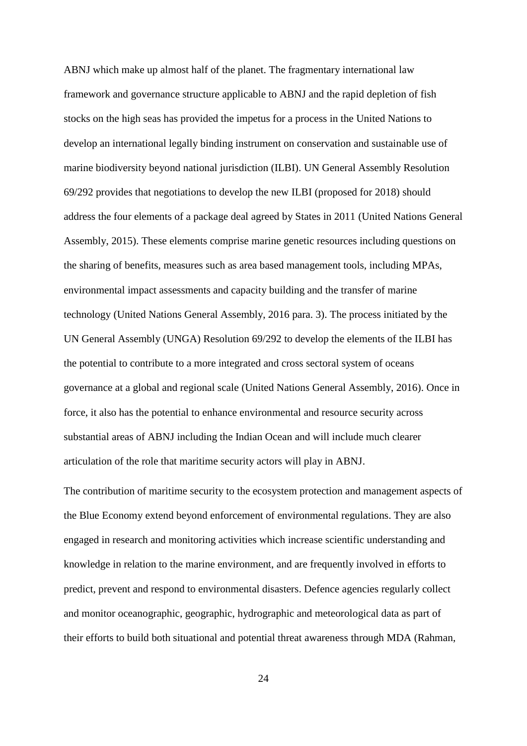ABNJ which make up almost half of the planet. The fragmentary international law framework and governance structure applicable to ABNJ and the rapid depletion of fish stocks on the high seas has provided the impetus for a process in the United Nations to develop an international legally binding instrument on conservation and sustainable use of marine biodiversity beyond national jurisdiction (ILBI). UN General Assembly Resolution 69/292 provides that negotiations to develop the new ILBI (proposed for 2018) should address the four elements of a package deal agreed by States in 2011 (United Nations General Assembly, 2015). These elements comprise marine genetic resources including questions on the sharing of benefits, measures such as area based management tools, including MPAs, environmental impact assessments and capacity building and the transfer of marine technology (United Nations General Assembly, 2016 para. 3). The process initiated by the UN General Assembly (UNGA) Resolution 69/292 to develop the elements of the ILBI has the potential to contribute to a more integrated and cross sectoral system of oceans governance at a global and regional scale (United Nations General Assembly, 2016). Once in force, it also has the potential to enhance environmental and resource security across substantial areas of ABNJ including the Indian Ocean and will include much clearer articulation of the role that maritime security actors will play in ABNJ.

The contribution of maritime security to the ecosystem protection and management aspects of the Blue Economy extend beyond enforcement of environmental regulations. They are also engaged in research and monitoring activities which increase scientific understanding and knowledge in relation to the marine environment, and are frequently involved in efforts to predict, prevent and respond to environmental disasters. Defence agencies regularly collect and monitor oceanographic, geographic, hydrographic and meteorological data as part of their efforts to build both situational and potential threat awareness through MDA (Rahman,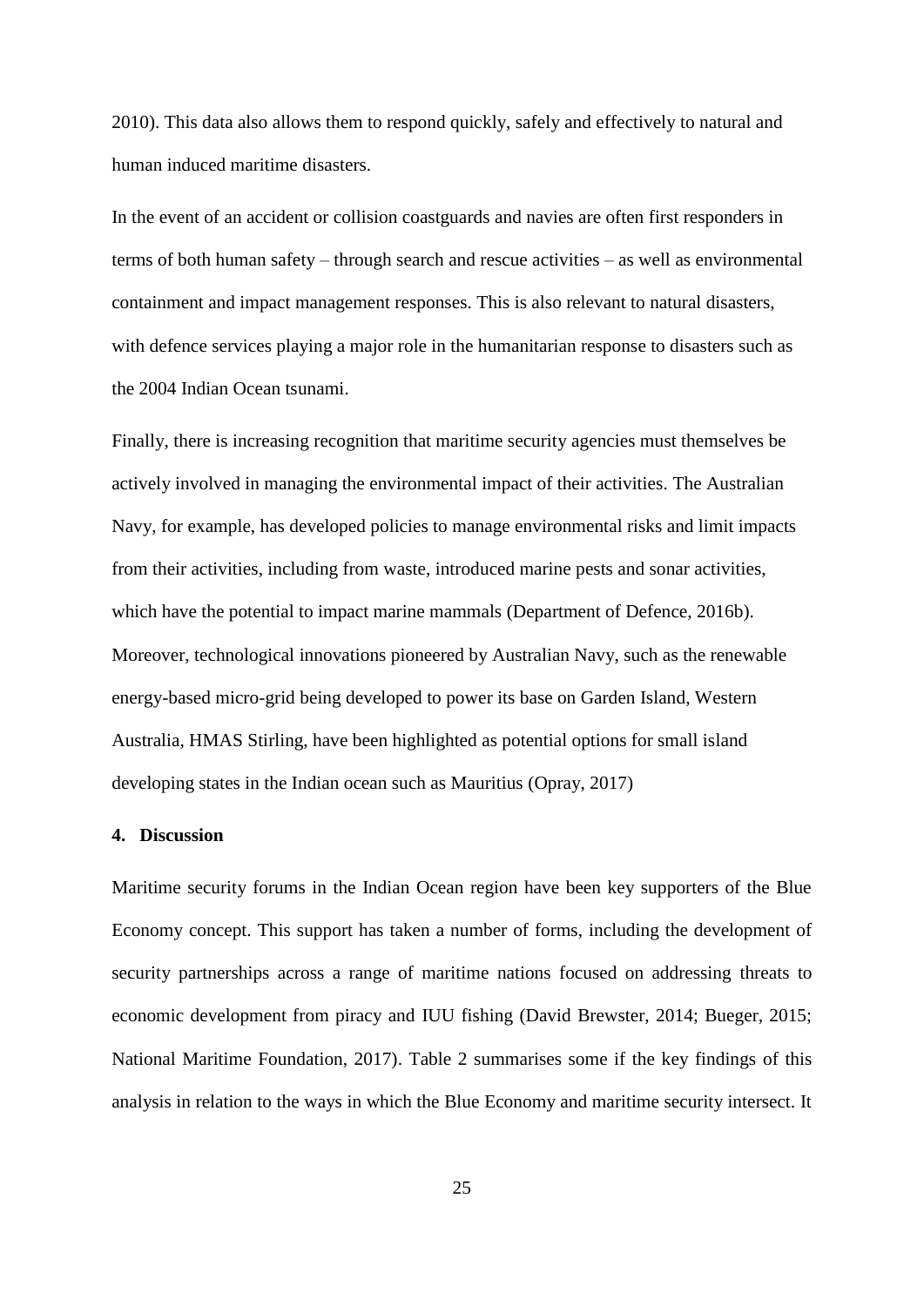2010). This data also allows them to respond quickly, safely and effectively to natural and human induced maritime disasters.

In the event of an accident or collision coastguards and navies are often first responders in terms of both human safety – through search and rescue activities – as well as environmental containment and impact management responses. This is also relevant to natural disasters, with defence services playing a major role in the humanitarian response to disasters such as the 2004 Indian Ocean tsunami.

Finally, there is increasing recognition that maritime security agencies must themselves be actively involved in managing the environmental impact of their activities. The Australian Navy, for example, has developed policies to manage environmental risks and limit impacts from their activities, including from waste, introduced marine pests and sonar activities, which have the potential to impact marine mammals (Department of Defence, 2016b). Moreover, technological innovations pioneered by Australian Navy, such as the renewable energy-based micro-grid being developed to power its base on Garden Island, Western Australia, HMAS Stirling, have been highlighted as potential options for small island developing states in the Indian ocean such as Mauritius (Opray, 2017)

## 4. Discussion

Maritime security forums in the Indian Ocean region have been key supporters of the Blue Economy concept. This support has taken a number of forms, including the development of security partnerships across a range of maritime nations focused on addressing threats to economic development from piracy and IUU fishing (David Brewster, 2014; Bueger, 2015; National Maritime Foundation, 2017). Table 2 summarises some if the key findings of this analysis in relation to the ways in which the Blue Economy and maritime security intersect. It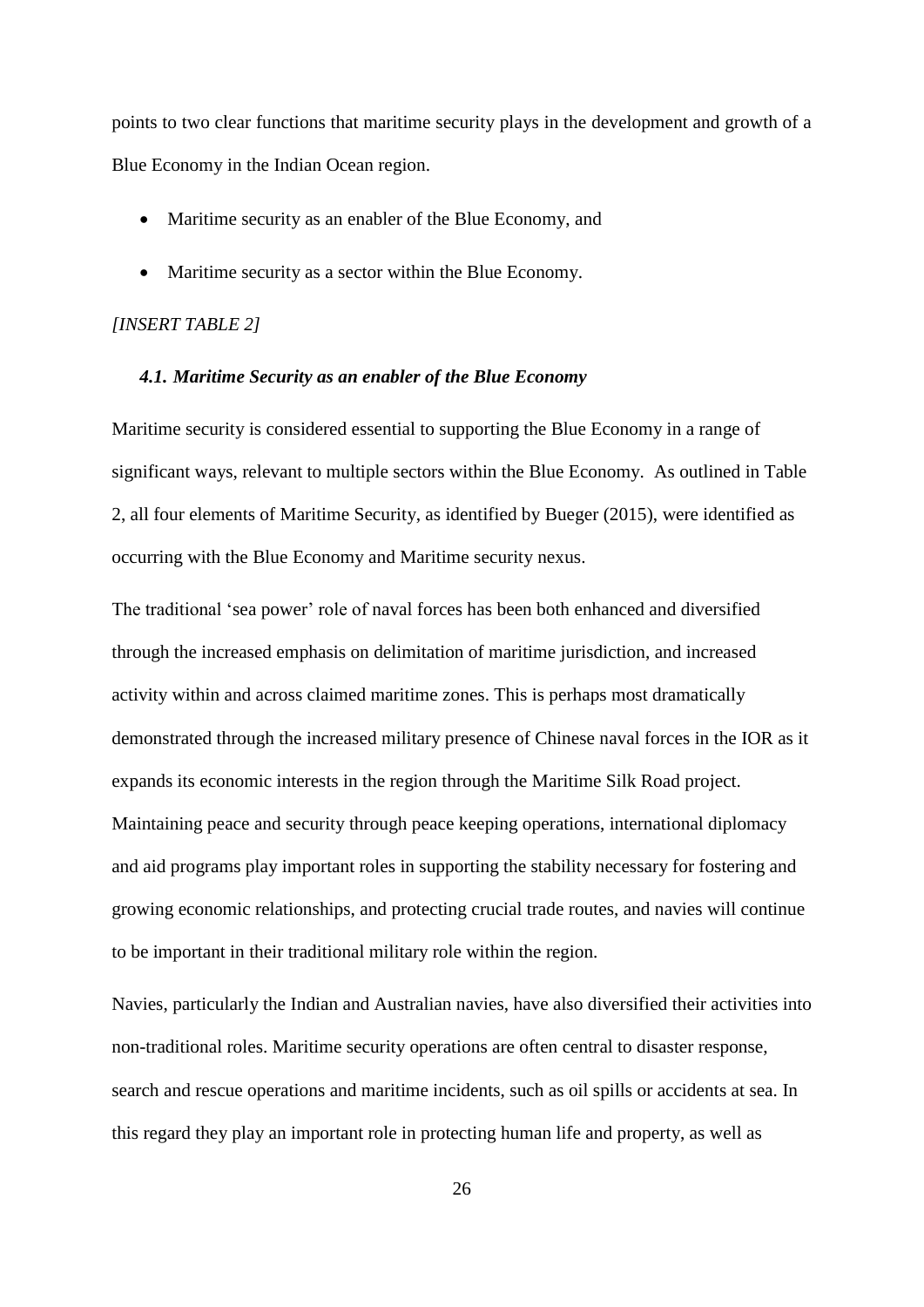points to two clear functions that maritime security plays in the development and growth of a Blue Economy in the Indian Ocean region.

- Maritime security as an enabler of the Blue Economy, and
- Maritime security as a sector within the Blue Economy.

*[INSERT TABLE 2]*

### *4.1. Maritime Security as an enabler of the Blue Economy*

Maritime security is considered essential to supporting the Blue Economy in a range of significant ways, relevant to multiple sectors within the Blue Economy. As outlined in Table 2, all four elements of Maritime Security, as identified by Bueger (2015), were identified as occurring with the Blue Economy and Maritime security nexus.

The traditional 'sea power' role of naval forces has been both enhanced and diversified through the increased emphasis on delimitation of maritime jurisdiction, and increased activity within and across claimed maritime zones. This is perhaps most dramatically demonstrated through the increased military presence of Chinese naval forces in the IOR as it expands its economic interests in the region through the Maritime Silk Road project. Maintaining peace and security through peace keeping operations, international diplomacy and aid programs play important roles in supporting the stability necessary for fostering and growing economic relationships, and protecting crucial trade routes, and navies will continue to be important in their traditional military role within the region.

Navies, particularly the Indian and Australian navies, have also diversified their activities into non-traditional roles. Maritime security operations are often central to disaster response, search and rescue operations and maritime incidents, such as oil spills or accidents at sea. In this regard they play an important role in protecting human life and property, as well as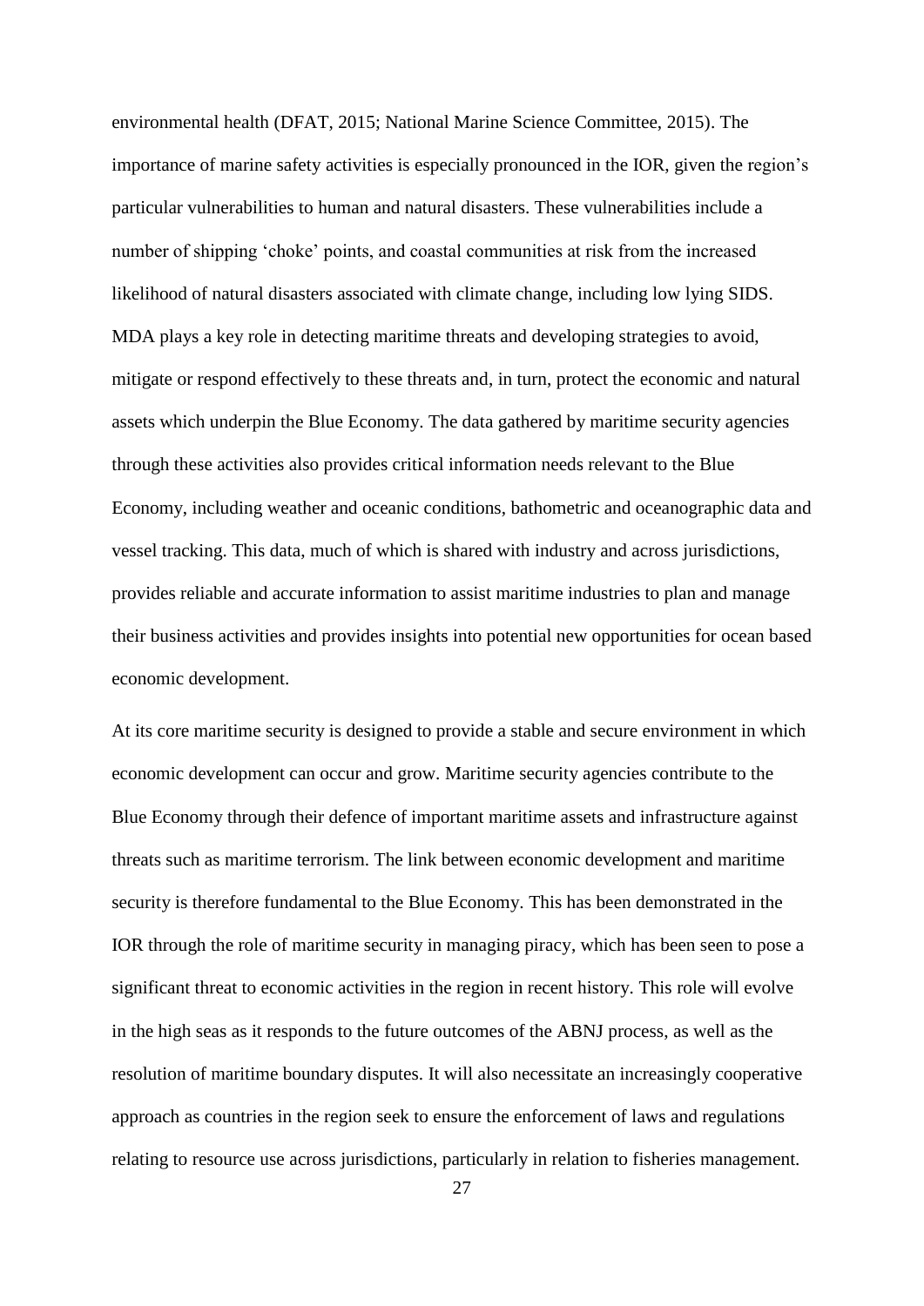environmental health (DFAT, 2015; National Marine Science Committee, 2015). The importance of marine safety activities is especially pronounced in the IOR, given the region's particular vulnerabilities to human and natural disasters. These vulnerabilities include a number of shipping 'choke' points, and coastal communities at risk from the increased likelihood of natural disasters associated with climate change, including low lying SIDS. MDA plays a key role in detecting maritime threats and developing strategies to avoid, mitigate or respond effectively to these threats and, in turn, protect the economic and natural assets which underpin the Blue Economy. The data gathered by maritime security agencies through these activities also provides critical information needs relevant to the Blue Economy, including weather and oceanic conditions, bathometric and oceanographic data and vessel tracking. This data, much of which is shared with industry and across jurisdictions, provides reliable and accurate information to assist maritime industries to plan and manage their business activities and provides insights into potential new opportunities for ocean based economic development.

At its core maritime security is designed to provide a stable and secure environment in which economic development can occur and grow. Maritime security agencies contribute to the Blue Economy through their defence of important maritime assets and infrastructure against threats such as maritime terrorism. The link between economic development and maritime security is therefore fundamental to the Blue Economy. This has been demonstrated in the IOR through the role of maritime security in managing piracy, which has been seen to pose a significant threat to economic activities in the region in recent history. This role will evolve in the high seas as it responds to the future outcomes of the ABNJ process, as well as the resolution of maritime boundary disputes. It will also necessitate an increasingly cooperative approach as countries in the region seek to ensure the enforcement of laws and regulations relating to resource use across jurisdictions, particularly in relation to fisheries management.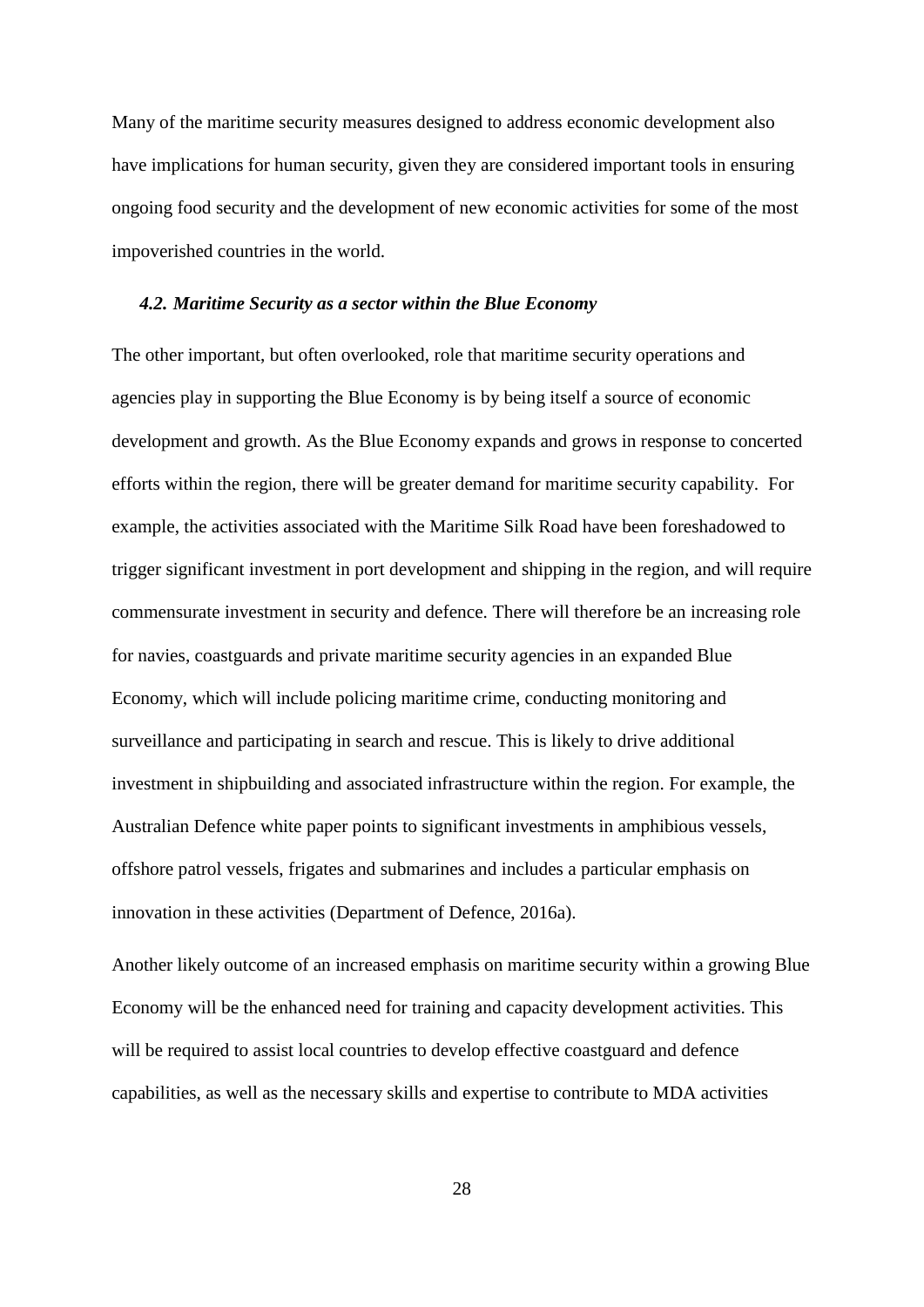Many of the maritime security measures designed to address economic development also have implications for human security, given they are considered important tools in ensuring ongoing food security and the development of new economic activities for some of the most impoverished countries in the world.

### *4.2. Maritime Security as a sector within the Blue Economy*

The other important, but often overlooked, role that maritime security operations and agencies play in supporting the Blue Economy is by being itself a source of economic development and growth. As the Blue Economy expands and grows in response to concerted efforts within the region, there will be greater demand for maritime security capability. For example, the activities associated with the Maritime Silk Road have been foreshadowed to trigger significant investment in port development and shipping in the region, and will require commensurate investment in security and defence. There will therefore be an increasing role for navies, coastguards and private maritime security agencies in an expanded Blue Economy, which will include policing maritime crime, conducting monitoring and surveillance and participating in search and rescue. This is likely to drive additional investment in shipbuilding and associated infrastructure within the region. For example, the Australian Defence white paper points to significant investments in amphibious vessels, offshore patrol vessels, frigates and submarines and includes a particular emphasis on innovation in these activities (Department of Defence, 2016a).

Another likely outcome of an increased emphasis on maritime security within a growing Blue Economy will be the enhanced need for training and capacity development activities. This will be required to assist local countries to develop effective coastguard and defence capabilities, as well as the necessary skills and expertise to contribute to MDA activities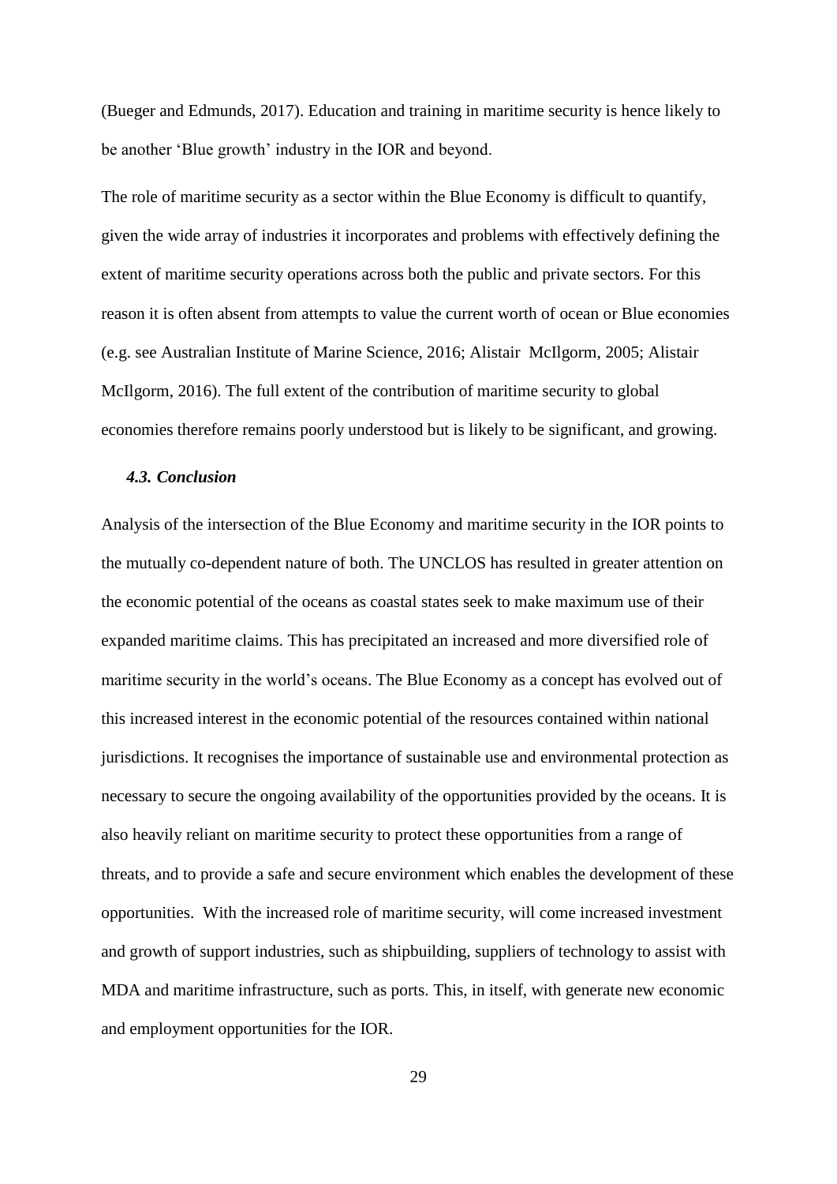(Bueger and Edmunds, 2017). Education and training in maritime security is hence likely to be another 'Blue growth' industry in the IOR and beyond.

The role of maritime security as a sector within the Blue Economy is difficult to quantify, given the wide array of industries it incorporates and problems with effectively defining the extent of maritime security operations across both the public and private sectors. For this reason it is often absent from attempts to value the current worth of ocean or Blue economies (e.g. see Australian Institute of Marine Science, 2016; Alistair McIlgorm, 2005; Alistair McIlgorm, 2016). The full extent of the contribution of maritime security to global economies therefore remains poorly understood but is likely to be significant, and growing.

### *4.3. Conclusion*

Analysis of the intersection of the Blue Economy and maritime security in the IOR points to the mutually co-dependent nature of both. The UNCLOS has resulted in greater attention on the economic potential of the oceans as coastal states seek to make maximum use of their expanded maritime claims. This has precipitated an increased and more diversified role of maritime security in the world's oceans. The Blue Economy as a concept has evolved out of this increased interest in the economic potential of the resources contained within national jurisdictions. It recognises the importance of sustainable use and environmental protection as necessary to secure the ongoing availability of the opportunities provided by the oceans. It is also heavily reliant on maritime security to protect these opportunities from a range of threats, and to provide a safe and secure environment which enables the development of these opportunities. With the increased role of maritime security, will come increased investment and growth of support industries, such as shipbuilding, suppliers of technology to assist with MDA and maritime infrastructure, such as ports. This, in itself, with generate new economic and employment opportunities for the IOR.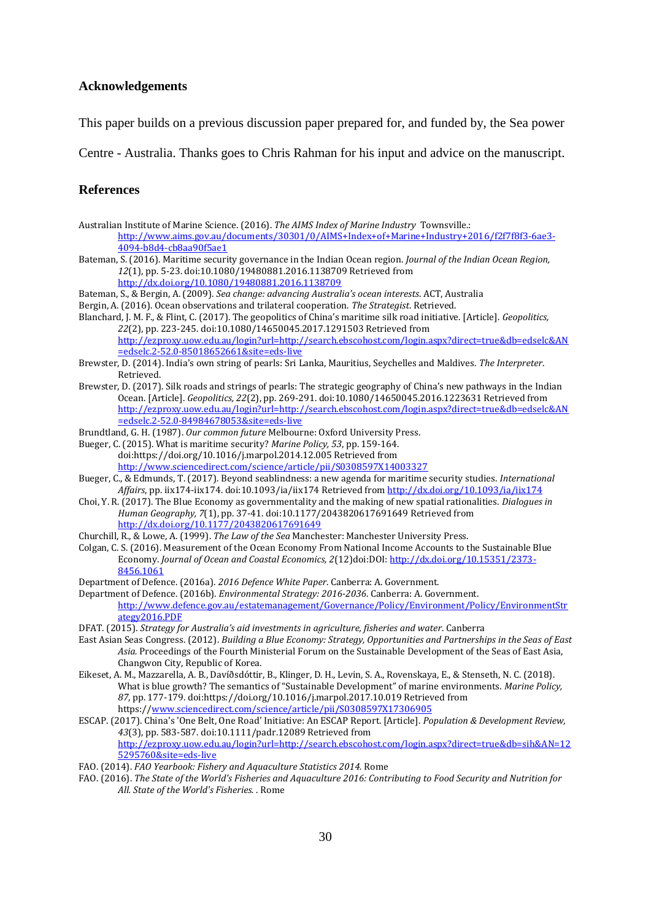## Acknowledgements

This paper builds on a previous discussion paper prepared for, and funded by, the Sea power Centre - Australia. Thanks goes to Chris Rahman for his input and advice on the manuscript.

## References

Australian Institute of Marine Science. (2016). *The AIMS Index of Marine Industry* Townsville.: http://www.aims.gov.au/documents/30301/0/AIMS+Index+of+Marine+Industry+2016/f2f7f8f3-6ae3-4094-b8d4-cb8aa90f5ae1

Bateman, S. (2016). Maritime security governance in the Indian Ocean region. *Journal of the Indian Ocean Region, 12*(1), pp. 5-23. doi:10.1080/19480881.2016.1138709 Retrieved from http://dx.doi.org/10.1080/19480881.2016.1138709

Bateman, S., & Bergin, A. (2009). *Sea change: advancing Australia's ocean interests*. ACT, Australia

Bergin, A. (2016). Ocean observations and trilateral cooperation. *The Strategist*. Retrieved.

Blanchard, J. M. F., & Flint, C. (2017). The geopolitics of China's maritime silk road initiative. [Article]. *Geopolitics, 22*(2), pp. 223-245. doi:10.1080/14650045.2017.1291503 Retrieved from http://ezproxy.uow.edu.au/login?url=http://search.ebscohost.com/login.aspx?direct=true&db=edselc&AN=edselc.2-52.0-85018652661&site=eds-live

Brewster, D. (2014). India's own string of pearls: Sri Lanka, Mauritius, Seychelles and Maldives. *The Interpreter*. Retrieved.

Brewster, D. (2017). Silk roads and strings of pearls: The strategic geography of China's new pathways in the Indian Ocean. [Article]. *Geopolitics, 22*(2), pp. 269-291. doi:10.1080/14650045.2016.1223631 Retrieved from http://ezproxy.uow.edu.au/login?url=http://search.ebscohost.com/login.aspx?direct=true&db=edselc&AN=edselc.2-52.0-84984678053&site=eds-live

Brundtland, G. H. (1987). *Our common future* Melbourne: Oxford University Press.

Bueger, C. (2015). What is maritime security? *Marine Policy, 53*, pp. 159-164. doi:https://doi.org/10.1016/j.marpol.2014.12.005 Retrieved from http://www.sciencedirect.com/science/article/pii/S0308597X14003327

Bueger, C., & Edmunds, T. (2017). Beyond seablindness: a new agenda for maritime security studies. *International Affairs*, pp. iix174-iix174. doi:10.1093/ia/iix174 Retrieved from http://dx.doi.org/10.1093/ia/iix174

Choi, Y. R. (2017). The Blue Economy as governmentality and the making of new spatial rationalities. *Dialogues in Human Geography, 7*(1), pp. 37-41. doi:10.1177/2043820617691649 Retrieved from http://dx.doi.org/10.1177/2043820617691649

Churchill, R., & Lowe, A. (1999). *The Law of the Sea* Manchester: Manchester University Press.

Colgan, C. S. (2016). Measurement of the Ocean Economy From National Income Accounts to the Sustainable Blue Economy. *Journal of Ocean and Coastal Economics, 2*(12)doi:DOI: http://dx.doi.org/10.15351/2373-8456.1061

Department of Defence. (2016a). *2016 Defence White Paper*. Canberra: A. Government.

Department of Defence. (2016b). *Environmental Strategy: 2016-2036*. Canberra: A. Government. http://www.defence.gov.au/estatemanagement/Governance/Policy/Environment/Policy/EnvironmentStrategy2016.PDF

DFAT. (2015). *Strategy for Australia's aid investments in agriculture, fisheries and water*. Canberra

East Asian Seas Congress. (2012). *Building a Blue Economy: Strategy, Opportunities and Partnerships in the Seas of East Asia.* Proceedings of the Fourth Ministerial Forum on the Sustainable Development of the Seas of East Asia, Changwon City, Republic of Korea.

Eikeset, A. M., Mazzarella, A. B., Davíðsdóttir, B., Klinger, D. H., Levin, S. A., Rovenskaya, E., & Stenseth, N. C. (2018). What is blue growth? The semantics of "Sustainable Development" of marine environments. *Marine Policy, 87*, pp. 177-179. doi:https://doi.org/10.1016/j.marpol.2017.10.019 Retrieved from https://www.sciencedirect.com/science/article/pii/S0308597X17306905

ESCAP. (2017). China's 'One Belt, One Road' Initiative: An ESCAP Report. [Article]. *Population & Development Review, 43*(3), pp. 583-587. doi:10.1111/padr.12089 Retrieved from http://ezproxy.uow.edu.au/login?url=http://search.ebscohost.com/login.aspx?direct=true&db=sih&AN=125295760&site=eds-live

FAO. (2014). *FAO Yearbook: Fishery and Aquaculture Statistics 2014.* Rome

FAO. (2016). *The State of the World's Fisheries and Aquaculture 2016: Contributing to Food Security and Nutrition for All. State of the World's Fisheries.* . Rome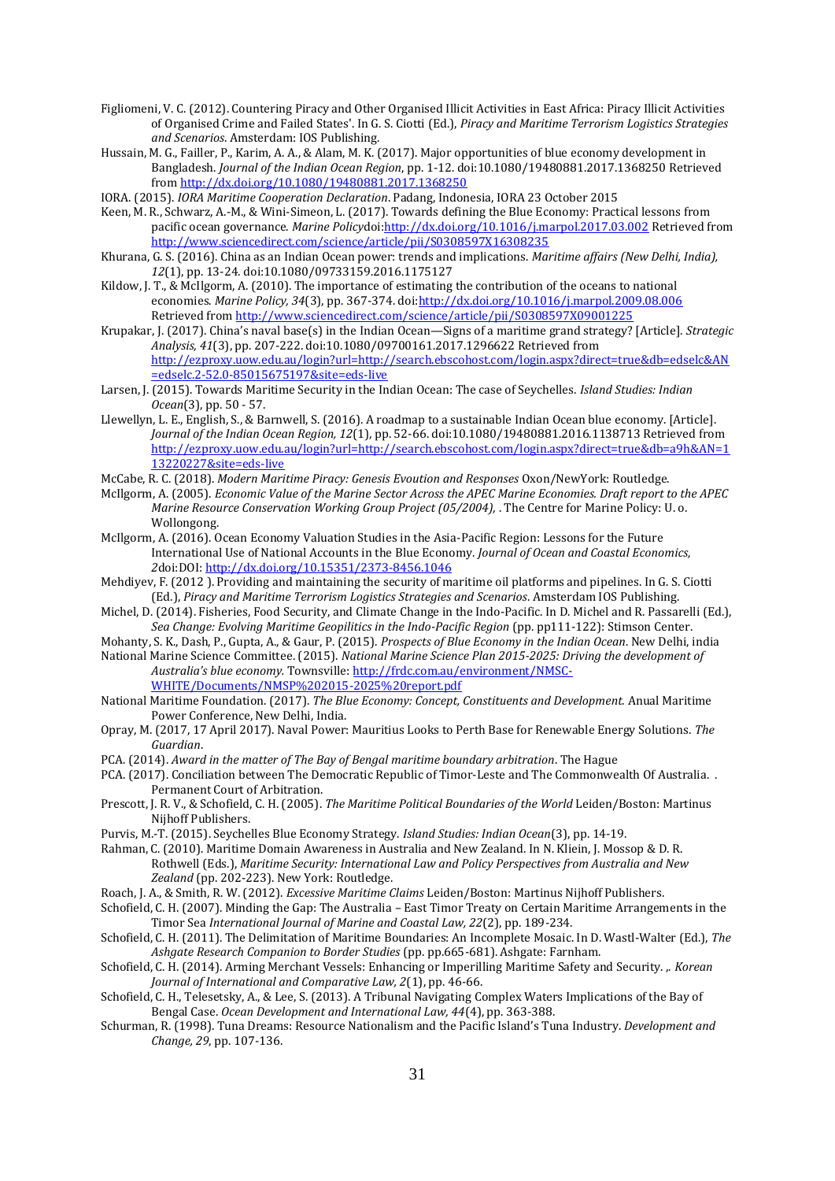Figliomeni, V. C. (2012). Countering Piracy and Other Organised Illicit Activities in East Africa: Piracy Illicit Activities of Organised Crime and Failed States'. In G. S. Ciotti (Ed.), *Piracy and Maritime Terrorism Logistics Strategies and Scenarios*. Amsterdam: IOS Publishing.

Hussain, M. G., Failler, P., Karim, A. A., & Alam, M. K. (2017). Major opportunities of blue economy development in Bangladesh. *Journal of the Indian Ocean Region*, pp. 1-12. doi:10.1080/19480881.2017.1368250 Retrieved from http://dx.doi.org/10.1080/19480881.2017.1368250

IORA. (2015). *IORA Maritime Cooperation Declaration*. Padang, Indonesia, IORA 23 October 2015

Keen, M. R., Schwarz, A.-M., & Wini-Simeon, L. (2017). Towards defining the Blue Economy: Practical lessons from pacific ocean governance. *Marine Policy*doi:http://dx.doi.org/10.1016/j.marpol.2017.03.002 Retrieved from http://www.sciencedirect.com/science/article/pii/S0308597X16308235

Khurana, G. S. (2016). China as an Indian Ocean power: trends and implications. *Maritime affairs (New Delhi, India), 12*(1), pp. 13-24. doi:10.1080/09733159.2016.1175127

Kildow, J. T., & McIlgorm, A. (2010). The importance of estimating the contribution of the oceans to national economies. *Marine Policy, 34*(3), pp. 367-374. doi:http://dx.doi.org/10.1016/j.marpol.2009.08.006 Retrieved from http://www.sciencedirect.com/science/article/pii/S0308597X09001225

Krupakar, J. (2017). China's naval base(s) in the Indian Ocean—Signs of a maritime grand strategy? [Article]. *Strategic Analysis, 41*(3), pp. 207-222. doi:10.1080/09700161.2017.1296622 Retrieved from http://ezproxy.uow.edu.au/login?url=http://search.ebscohost.com/login.aspx?direct=true&db=edselc&AN=edselc.2-52.0-85015675197&site=eds-live

Larsen, J. (2015). Towards Maritime Security in the Indian Ocean: The case of Seychelles. *Island Studies: Indian Ocean*(3), pp. 50 - 57.

Llewellyn, L. E., English, S., & Barnwell, S. (2016). A roadmap to a sustainable Indian Ocean blue economy. [Article]. *Journal of the Indian Ocean Region, 12*(1), pp. 52-66. doi:10.1080/19480881.2016.1138713 Retrieved from http://ezproxy.uow.edu.au/login?url=http://search.ebscohost.com/login.aspx?direct=true&db=a9h&AN=113220227&site=eds-live

McCabe, R. C. (2018). *Modern Maritime Piracy: Genesis Evoution and Responses* Oxon/NewYork: Routledge.

McIlgorm, A. (2005). *Economic Value of the Marine Sector Across the APEC Marine Economies. Draft report to the APEC Marine Resource Conservation Working Group Project (05/2004),* . The Centre for Marine Policy: U. o. Wollongong.

McIlgorm, A. (2016). Ocean Economy Valuation Studies in the Asia-Pacific Region: Lessons for the Future International Use of National Accounts in the Blue Economy. *Journal of Ocean and Coastal Economics, 2*doi:DOI: http://dx.doi.org/10.15351/2373-8456.1046

Mehdiyev, F. (2012 ). Providing and maintaining the security of maritime oil platforms and pipelines. In G. S. Ciotti (Ed.), *Piracy and Maritime Terrorism Logistics Strategies and Scenarios*. Amsterdam IOS Publishing.

Michel, D. (2014). Fisheries, Food Security, and Climate Change in the Indo-Pacific. In D. Michel and R. Passarelli (Ed.), *Sea Change: Evolving Maritime Geopilitics in the Indo-Pacific Region* (pp. pp111-122): Stimson Center.

Mohanty, S. K., Dash, P., Gupta, A., & Gaur, P. (2015). *Prospects of Blue Economy in the Indian Ocean*. New Delhi, india

National Marine Science Committee. (2015). *National Marine Science Plan 2015-2025: Driving the development of Australia's blue economy.* Townsville: http://frdc.com.au/environment/NMSC-WHITE/Documents/NMSP%202015-2025%20report.pdf

National Maritime Foundation. (2017). *The Blue Economy: Concept, Constituents and Development.* Anual Maritime Power Conference, New Delhi, India.

Opray, M. (2017, 17 April 2017). Naval Power: Mauritius Looks to Perth Base for Renewable Energy Solutions. *The Guardian*.

PCA. (2014). *Award in the matter of The Bay of Bengal maritime boundary arbitration*. The Hague

PCA. (2017). Conciliation between The Democratic Republic of Timor-Leste and The Commonwealth Of Australia. . Permanent Court of Arbitration.

Prescott, J. R. V., & Schofield, C. H. (2005). *The Maritime Political Boundaries of the World* Leiden/Boston: Martinus Nijhoff Publishers.

Purvis, M.-T. (2015). Seychelles Blue Economy Strategy. *Island Studies: Indian Ocean*(3), pp. 14-19.

Rahman, C. (2010). Maritime Domain Awareness in Australia and New Zealand. In N. Kliein, J. Mossop & D. R. Rothwell (Eds.), *Maritime Security: International Law and Policy Perspectives from Australia and New Zealand* (pp. 202-223). New York: Routledge.

Roach, J. A., & Smith, R. W. (2012). *Excessive Maritime Claims* Leiden/Boston: Martinus Nijhoff Publishers.

Schofield, C. H. (2007). Minding the Gap: The Australia – East Timor Treaty on Certain Maritime Arrangements in the Timor Sea *International Journal of Marine and Coastal Law, 22*(2), pp. 189-234.

Schofield, C. H. (2011). The Delimitation of Maritime Boundaries: An Incomplete Mosaic. In D. Wastl-Walter (Ed.), *The Ashgate Research Companion to Border Studies* (pp. pp.665-681). Ashgate: Farnham.

Schofield, C. H. (2014). Arming Merchant Vessels: Enhancing or Imperilling Maritime Safety and Security. ,. *Korean Journal of International and Comparative Law, 2*(1), pp. 46-66.

Schofield, C. H., Telesetsky, A., & Lee, S. (2013). A Tribunal Navigating Complex Waters Implications of the Bay of Bengal Case. *Ocean Development and International Law, 44*(4), pp. 363-388.

Schurman, R. (1998). Tuna Dreams: Resource Nationalism and the Pacific Island's Tuna Industry. *Development and Change, 29*, pp. 107-136.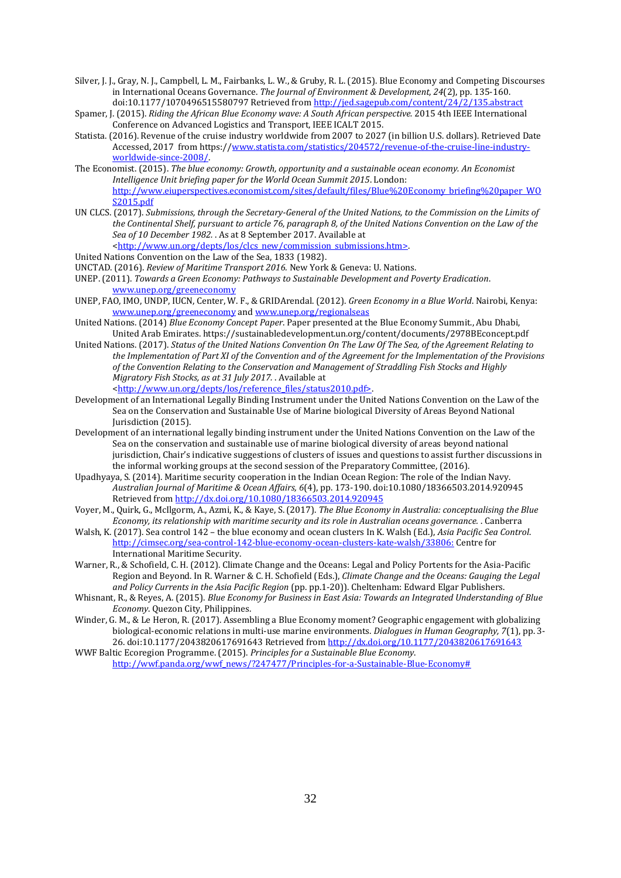Silver, J. J., Gray, N. J., Campbell, L. M., Fairbanks, L. W., & Gruby, R. L. (2015). Blue Economy and Competing Discourses in International Oceans Governance. *The Journal of Environment & Development, 24*(2), pp. 135-160. doi:10.1177/1070496515580797 Retrieved from http://jed.sagepub.com/content/24/2/135.abstract

Spamer, J. (2015). *Riding the African Blue Economy wave: A South African perspective.* 2015 4th IEEE International Conference on Advanced Logistics and Transport, IEEE ICALT 2015.

Statista. (2016). Revenue of the cruise industry worldwide from 2007 to 2027 (in billion U.S. dollars). Retrieved Date Accessed, 2017 from https://www.statista.com/statistics/204572/revenue-of-the-cruise-line-industry-worldwide-since-2008/.

The Economist. (2015). *The blue economy: Growth, opportunity and a sustainable ocean economy. An Economist Intelligence Unit briefing paper for the World Ocean Summit 2015*. London: http://www.eiuperspectives.economist.com/sites/default/files/Blue%20Economy_briefing%20paper_WOS2015.pdf

UN CLCS. (2017). *Submissions, through the Secretary-General of the United Nations, to the Commission on the Limits of the Continental Shelf, pursuant to article 76, paragraph 8, of the United Nations Convention on the Law of the Sea of 10 December 1982.* . As at 8 September 2017. Available at <http://www.un.org/depts/los/clcs_new/commission_submissions.htm>.

United Nations Convention on the Law of the Sea, 1833 (1982).

UNCTAD. (2016). *Review of Maritime Transport 2016.* New York & Geneva: U. Nations.

UNEP. (2011). *Towards a Green Economy: Pathways to Sustainable Development and Poverty Eradication*. www.unep.org/greeneconomy

UNEP, FAO, IMO, UNDP, IUCN, Center, W. F., & GRIDArendal. (2012). *Green Economy in a Blue World*. Nairobi, Kenya: www.unep.org/greeneconomy and www.unep.org/regionalseas

United Nations. (2014) *Blue Economy Concept Paper*. Paper presented at the Blue Economy Summit., Abu Dhabi, United Arab Emirates. https://sustainabledevelopment.un.org/content/documents/2978BEconcept.pdf

United Nations. (2017). *Status of the United Nations Convention On The Law Of The Sea, of the Agreement Relating to the Implementation of Part XI of the Convention and of the Agreement for the Implementation of the Provisions of the Convention Relating to the Conservation and Management of Straddling Fish Stocks and Highly Migratory Fish Stocks, as at 31 July 2017.* . Available at <http://www.un.org/depts/los/reference_files/status2010.pdf>.

Development of an International Legally Binding Instrument under the United Nations Convention on the Law of the Sea on the Conservation and Sustainable Use of Marine biological Diversity of Areas Beyond National Jurisdiction (2015).

Development of an international legally binding instrument under the United Nations Convention on the Law of the Sea on the conservation and sustainable use of marine biological diversity of areas beyond national jurisdiction, Chair's indicative suggestions of clusters of issues and questions to assist further discussions in the informal working groups at the second session of the Preparatory Committee, (2016).

Upadhyaya, S. (2014). Maritime security cooperation in the Indian Ocean Region: The role of the Indian Navy. *Australian Journal of Maritime & Ocean Affairs, 6*(4), pp. 173-190. doi:10.1080/18366503.2014.920945 Retrieved from http://dx.doi.org/10.1080/18366503.2014.920945

Voyer, M., Quirk, G., McIlgorm, A., Azmi, K., & Kaye, S. (2017). *The Blue Economy in Australia: conceptualising the Blue Economy, its relationship with maritime security and its role in Australian oceans governance.* . Canberra

Walsh, K. (2017). Sea control 142 – the blue economy and ocean clusters In K. Walsh (Ed.), *Asia Pacific Sea Control*. http://cimsec.org/sea-control-142-blue-economy-ocean-clusters-kate-walsh/33806: Centre for International Maritime Security.

Warner, R., & Schofield, C. H. (2012). Climate Change and the Oceans: Legal and Policy Portents for the Asia-Pacific Region and Beyond. In R. Warner & C. H. Schofield (Eds.), *Climate Change and the Oceans: Gauging the Legal and Policy Currents in the Asia Pacific Region* (pp. pp.1-20)). Cheltenham: Edward Elgar Publishers.

Whisnant, R., & Reyes, A. (2015). *Blue Economy for Business in East Asia: Towards an Integrated Understanding of Blue Economy*. Quezon City, Philippines.

Winder, G. M., & Le Heron, R. (2017). Assembling a Blue Economy moment? Geographic engagement with globalizing biological-economic relations in multi-use marine environments. *Dialogues in Human Geography, 7*(1), pp. 3-26. doi:10.1177/2043820617691643 Retrieved from http://dx.doi.org/10.1177/2043820617691643

WWF Baltic Ecoregion Programme. (2015). *Principles for a Sustainable Blue Economy*. http://wwf.panda.org/wwf_news/?247477/Principles-for-a-Sustainable-Blue-Economy#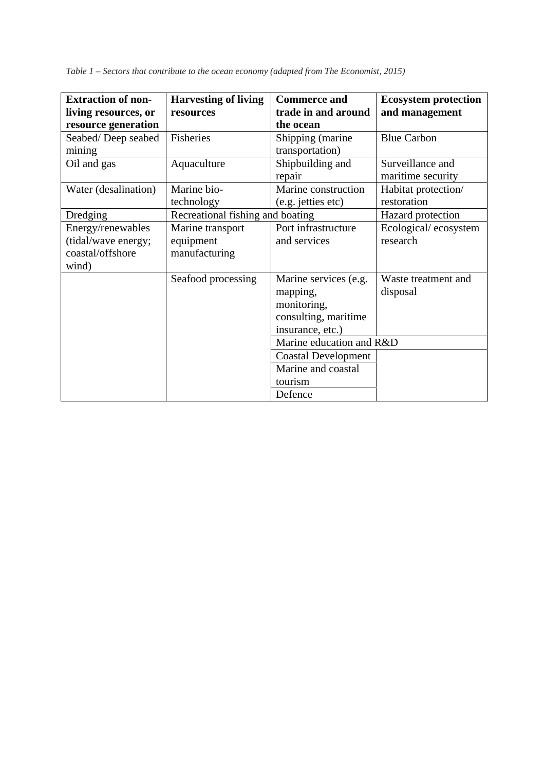*Table 1 – Sectors that contribute to the ocean economy (adapted from The Economist, 2015)*

| Extraction of non-living resources, or resource generation | Harvesting of living resources | Commerce and trade in and around the ocean | Ecosystem protection and management |
|---|---|---|---|
| Seabed/ Deep seabed mining | Fisheries | Shipping (marine transportation) | Blue Carbon |
| Oil and gas | Aquaculture | Shipbuilding and repair | Surveillance and maritime security |
| Water (desalination) | Marine bio-technology | Marine construction (e.g. jetties etc) | Habitat protection/ restoration |
| Dredging | Recreational fishing and boating | | Hazard protection |
| Energy/renewables (tidal/wave energy; coastal/offshore wind) | Marine transport equipment manufacturing | Port infrastructure and services | Ecological/ ecosystem research |
| | Seafood processing | Marine services (e.g. mapping, monitoring, consulting, maritime insurance, etc.) | Waste treatment and disposal |
| | | Marine education and R&D | |
| | | Coastal Development | |
| | | Marine and coastal tourism | |
| | | Defence | |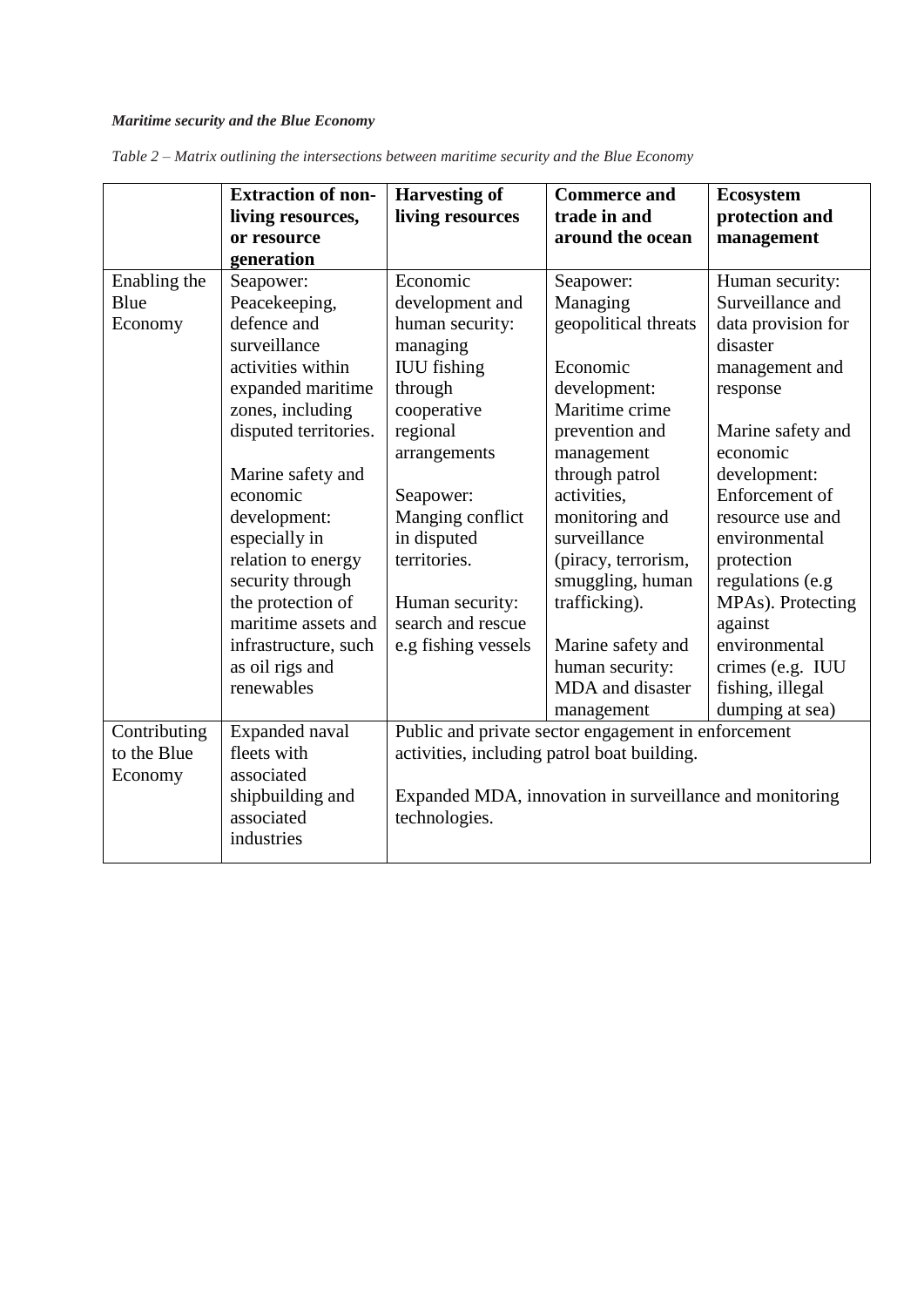***Maritime security and the Blue Economy***

*Table 2 – Matrix outlining the intersections between maritime security and the Blue Economy*

| | **Extraction of non-living resources, or resource generation** | **Harvesting of living resources** | **Commerce and trade in and around the ocean** | **Ecosystem protection and management** |
|---|---|---|---|---|
| Enabling the Blue Economy | Seapower: Peacekeeping, defence and surveillance activities within expanded maritime zones, including disputed territories.<br><br>Marine safety and economic development: especially in relation to energy security through the protection of maritime assets and infrastructure, such as oil rigs and renewables | Economic development and human security: managing IUU fishing through cooperative regional arrangements<br><br>Seapower: Manging conflict in disputed territories.<br><br>Human security: search and rescue e.g fishing vessels | Seapower: Managing geopolitical threats<br><br>Economic development: Maritime crime prevention and management through patrol activities, monitoring and surveillance (piracy, terrorism, smuggling, human trafficking).<br><br>Marine safety and human security: MDA and disaster management | Human security: Surveillance and data provision for disaster management and response<br><br>Marine safety and economic development: Enforcement of resource use and environmental protection regulations (e.g MPAs). Protecting against environmental crimes (e.g. IUU fishing, illegal dumping at sea) |
| Contributing to the Blue Economy | Expanded naval fleets with associated shipbuilding and associated industries | Public and private sector engagement in enforcement activities, including patrol boat building.<br><br>Expanded MDA, innovation in surveillance and monitoring technologies. | | |